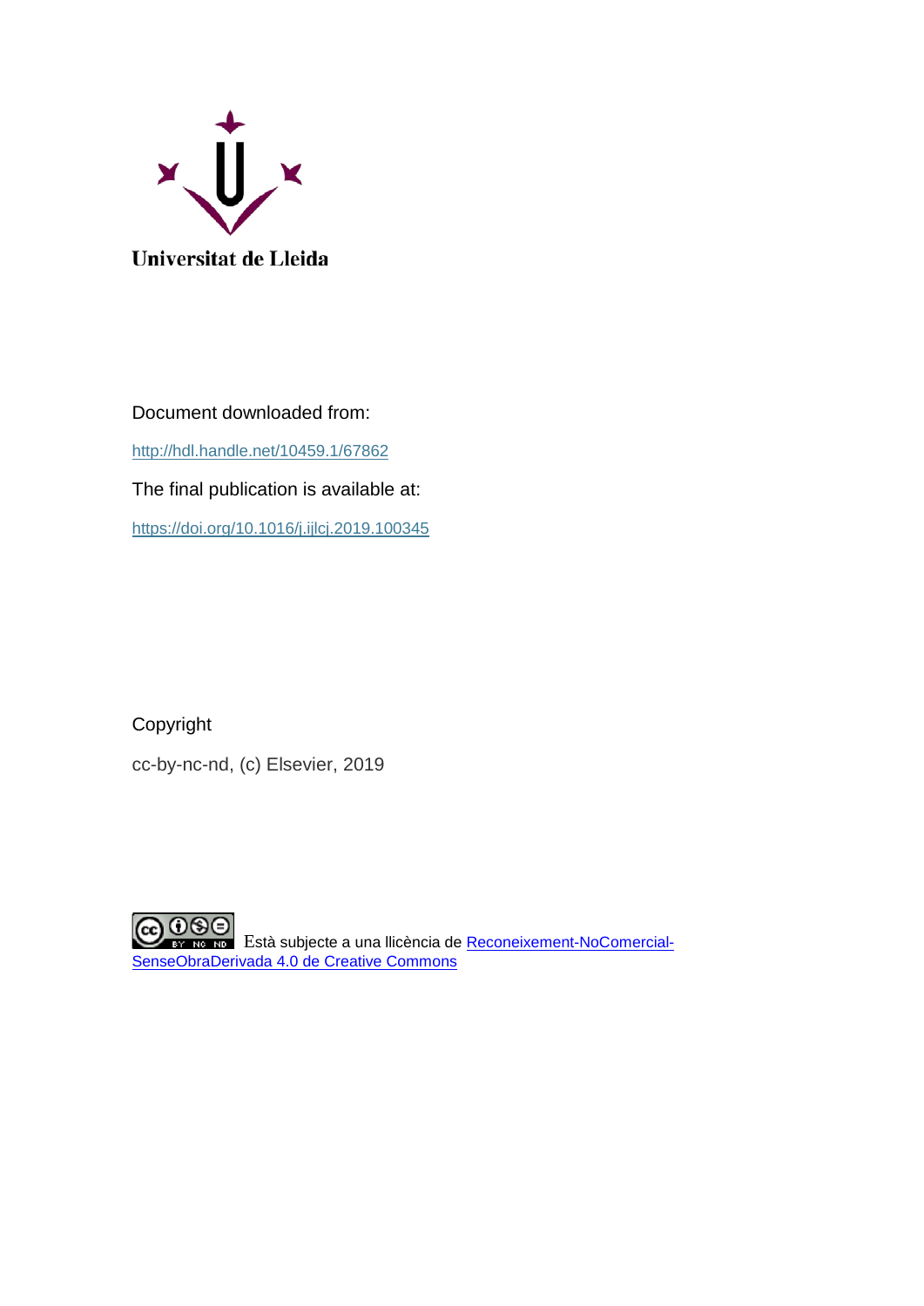Universitat de Lleida

Document downloaded from:

http://hdl.handle.net/10459.1/67862

The final publication is available at:

https://doi.org/10.1016/j.ijlcj.2019.100345

Copyright

cc-by-nc-nd, (c) Elsevier, 2019

Està subjecte a una llicència de Reconeixement-NoComercial-SenseObraDerivada 4.0 de Creative Commons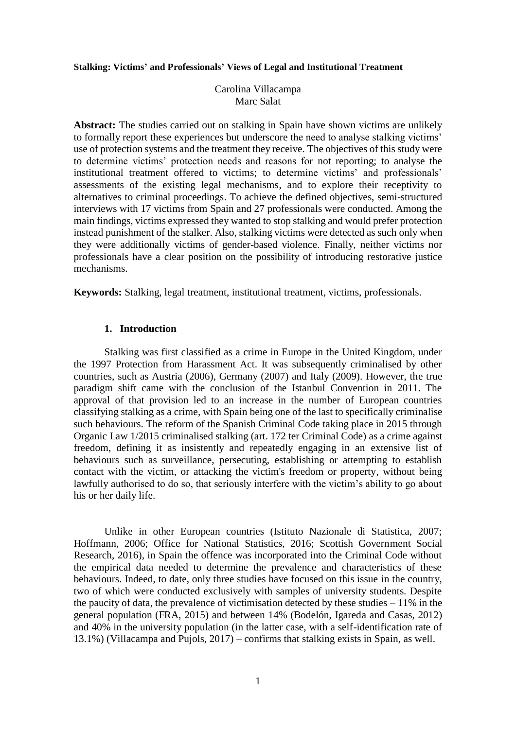**Stalking: Victims' and Professionals' Views of Legal and Institutional Treatment**

Carolina Villacampa
Marc Salat

**Abstract:** The studies carried out on stalking in Spain have shown victims are unlikely to formally report these experiences but underscore the need to analyse stalking victims' use of protection systems and the treatment they receive. The objectives of this study were to determine victims' protection needs and reasons for not reporting; to analyse the institutional treatment offered to victims; to determine victims' and professionals' assessments of the existing legal mechanisms, and to explore their receptivity to alternatives to criminal proceedings. To achieve the defined objectives, semi-structured interviews with 17 victims from Spain and 27 professionals were conducted. Among the main findings, victims expressed they wanted to stop stalking and would prefer protection instead punishment of the stalker. Also, stalking victims were detected as such only when they were additionally victims of gender-based violence. Finally, neither victims nor professionals have a clear position on the possibility of introducing restorative justice mechanisms.

**Keywords:** Stalking, legal treatment, institutional treatment, victims, professionals.

## 1. Introduction

Stalking was first classified as a crime in Europe in the United Kingdom, under the 1997 Protection from Harassment Act. It was subsequently criminalised by other countries, such as Austria (2006), Germany (2007) and Italy (2009). However, the true paradigm shift came with the conclusion of the Istanbul Convention in 2011. The approval of that provision led to an increase in the number of European countries classifying stalking as a crime, with Spain being one of the last to specifically criminalise such behaviours. The reform of the Spanish Criminal Code taking place in 2015 through Organic Law 1/2015 criminalised stalking (art. 172 ter Criminal Code) as a crime against freedom, defining it as insistently and repeatedly engaging in an extensive list of behaviours such as surveillance, persecuting, establishing or attempting to establish contact with the victim, or attacking the victim's freedom or property, without being lawfully authorised to do so, that seriously interfere with the victim's ability to go about his or her daily life.

Unlike in other European countries (Istituto Nazionale di Statistica, 2007; Hoffmann, 2006; Office for National Statistics, 2016; Scottish Government Social Research, 2016), in Spain the offence was incorporated into the Criminal Code without the empirical data needed to determine the prevalence and characteristics of these behaviours. Indeed, to date, only three studies have focused on this issue in the country, two of which were conducted exclusively with samples of university students. Despite the paucity of data, the prevalence of victimisation detected by these studies – 11% in the general population (FRA, 2015) and between 14% (Bodelón, Igareda and Casas, 2012) and 40% in the university population (in the latter case, with a self-identification rate of 13.1%) (Villacampa and Pujols, 2017) – confirms that stalking exists in Spain, as well.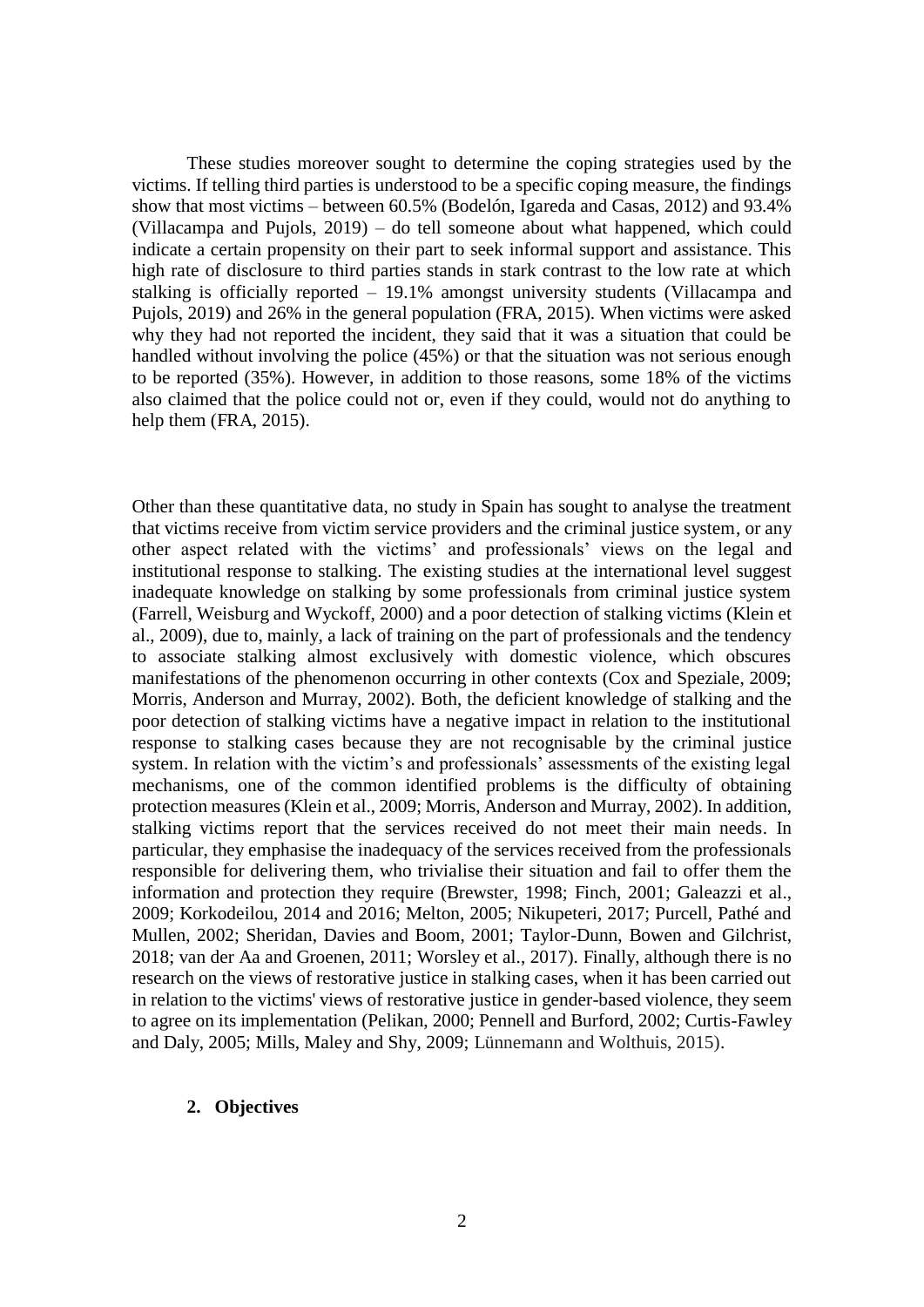These studies moreover sought to determine the coping strategies used by the victims. If telling third parties is understood to be a specific coping measure, the findings show that most victims – between 60.5% (Bodelón, Igareda and Casas, 2012) and 93.4% (Villacampa and Pujols, 2019) – do tell someone about what happened, which could indicate a certain propensity on their part to seek informal support and assistance. This high rate of disclosure to third parties stands in stark contrast to the low rate at which stalking is officially reported – 19.1% amongst university students (Villacampa and Pujols, 2019) and 26% in the general population (FRA, 2015). When victims were asked why they had not reported the incident, they said that it was a situation that could be handled without involving the police (45%) or that the situation was not serious enough to be reported (35%). However, in addition to those reasons, some 18% of the victims also claimed that the police could not or, even if they could, would not do anything to help them (FRA, 2015).

Other than these quantitative data, no study in Spain has sought to analyse the treatment that victims receive from victim service providers and the criminal justice system, or any other aspect related with the victims' and professionals' views on the legal and institutional response to stalking. The existing studies at the international level suggest inadequate knowledge on stalking by some professionals from criminal justice system (Farrell, Weisburg and Wyckoff, 2000) and a poor detection of stalking victims (Klein et al., 2009), due to, mainly, a lack of training on the part of professionals and the tendency to associate stalking almost exclusively with domestic violence, which obscures manifestations of the phenomenon occurring in other contexts (Cox and Speziale, 2009; Morris, Anderson and Murray, 2002). Both, the deficient knowledge of stalking and the poor detection of stalking victims have a negative impact in relation to the institutional response to stalking cases because they are not recognisable by the criminal justice system. In relation with the victim's and professionals' assessments of the existing legal mechanisms, one of the common identified problems is the difficulty of obtaining protection measures (Klein et al., 2009; Morris, Anderson and Murray, 2002). In addition, stalking victims report that the services received do not meet their main needs. In particular, they emphasise the inadequacy of the services received from the professionals responsible for delivering them, who trivialise their situation and fail to offer them the information and protection they require (Brewster, 1998; Finch, 2001; Galeazzi et al., 2009; Korkodeilou, 2014 and 2016; Melton, 2005; Nikupeteri, 2017; Purcell, Pathé and Mullen, 2002; Sheridan, Davies and Boom, 2001; Taylor-Dunn, Bowen and Gilchrist, 2018; van der Aa and Groenen, 2011; Worsley et al., 2017). Finally, although there is no research on the views of restorative justice in stalking cases, when it has been carried out in relation to the victims' views of restorative justice in gender-based violence, they seem to agree on its implementation (Pelikan, 2000; Pennell and Burford, 2002; Curtis-Fawley and Daly, 2005; Mills, Maley and Shy, 2009; Lünnemann and Wolthuis, 2015).

## 2. Objectives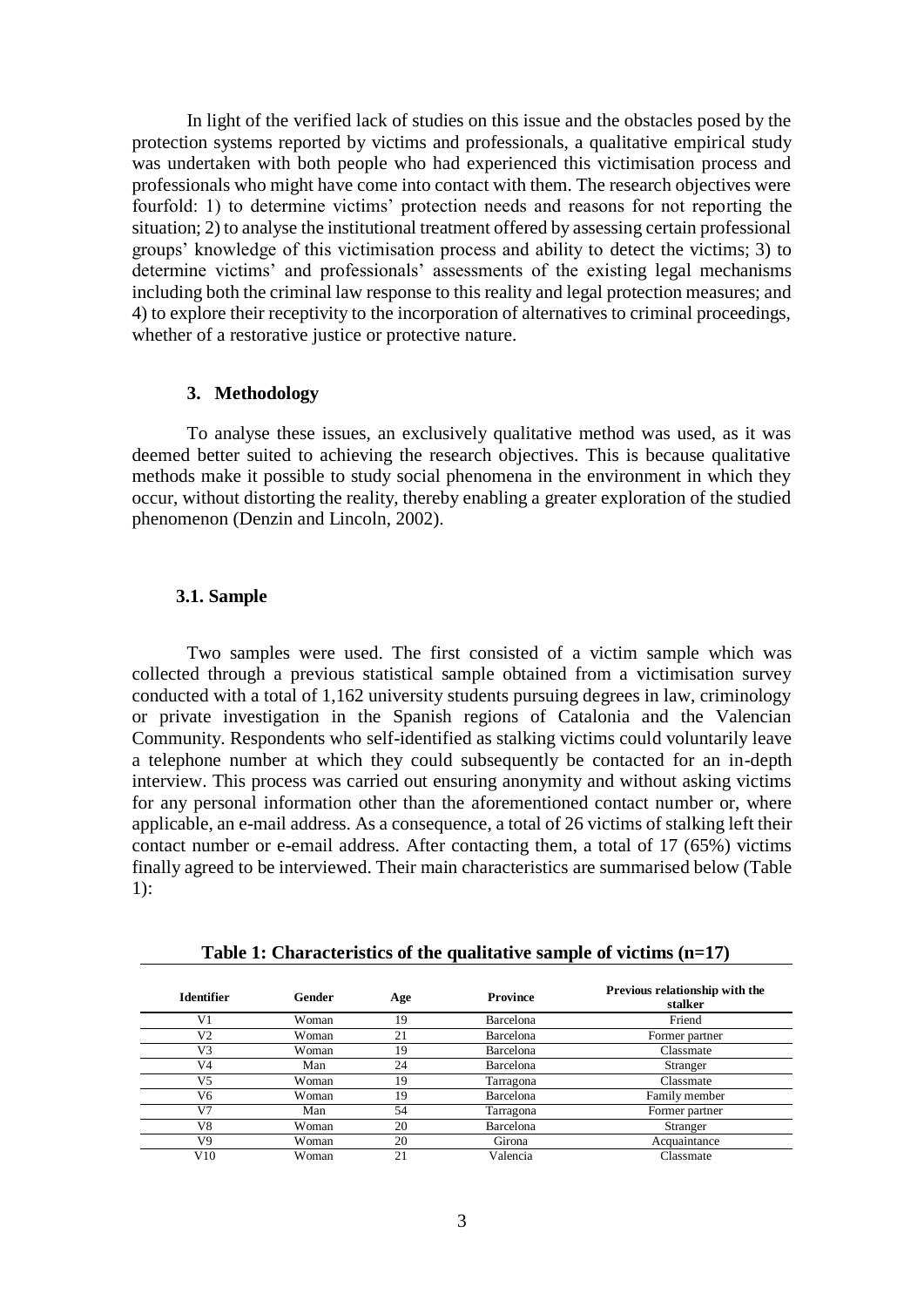In light of the verified lack of studies on this issue and the obstacles posed by the protection systems reported by victims and professionals, a qualitative empirical study was undertaken with both people who had experienced this victimisation process and professionals who might have come into contact with them. The research objectives were fourfold: 1) to determine victims' protection needs and reasons for not reporting the situation; 2) to analyse the institutional treatment offered by assessing certain professional groups' knowledge of this victimisation process and ability to detect the victims; 3) to determine victims' and professionals' assessments of the existing legal mechanisms including both the criminal law response to this reality and legal protection measures; and 4) to explore their receptivity to the incorporation of alternatives to criminal proceedings, whether of a restorative justice or protective nature.

## 3. Methodology

To analyse these issues, an exclusively qualitative method was used, as it was deemed better suited to achieving the research objectives. This is because qualitative methods make it possible to study social phenomena in the environment in which they occur, without distorting the reality, thereby enabling a greater exploration of the studied phenomenon (Denzin and Lincoln, 2002).

### 3.1. Sample

Two samples were used. The first consisted of a victim sample which was collected through a previous statistical sample obtained from a victimisation survey conducted with a total of 1,162 university students pursuing degrees in law, criminology or private investigation in the Spanish regions of Catalonia and the Valencian Community. Respondents who self-identified as stalking victims could voluntarily leave a telephone number at which they could subsequently be contacted for an in-depth interview. This process was carried out ensuring anonymity and without asking victims for any personal information other than the aforementioned contact number or, where applicable, an e-mail address. As a consequence, a total of 26 victims of stalking left their contact number or e-email address. After contacting them, a total of 17 (65%) victims finally agreed to be interviewed. Their main characteristics are summarised below (Table 1):

**Table 1: Characteristics of the qualitative sample of victims (n=17)**

| Identifier | Gender | Age | Province | Previous relationship with the stalker |
|---|---|---|---|---|
| V1 | Woman | 19 | Barcelona | Friend |
| V2 | Woman | 21 | Barcelona | Former partner |
| V3 | Woman | 19 | Barcelona | Classmate |
| V4 | Man | 24 | Barcelona | Stranger |
| V5 | Woman | 19 | Tarragona | Classmate |
| V6 | Woman | 19 | Barcelona | Family member |
| V7 | Man | 54 | Tarragona | Former partner |
| V8 | Woman | 20 | Barcelona | Stranger |
| V9 | Woman | 20 | Girona | Acquaintance |
| V10 | Woman | 21 | Valencia | Classmate |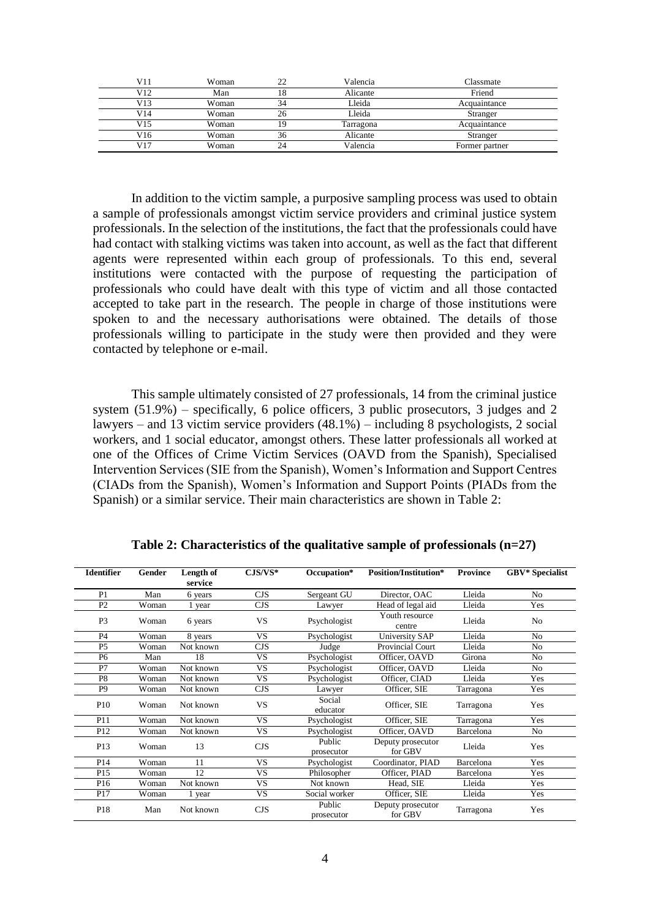| V11 | Woman | 22 | Valencia | Classmate |
|---|---|---|---|---|
| V12 | Man | 18 | Alicante | Friend |
| V13 | Woman | 34 | Lleida | Acquaintance |
| V14 | Woman | 26 | Lleida | Stranger |
| V15 | Woman | 19 | Tarragona | Acquaintance |
| V16 | Woman | 36 | Alicante | Stranger |
| V17 | Woman | 24 | Valencia | Former partner |

In addition to the victim sample, a purposive sampling process was used to obtain a sample of professionals amongst victim service providers and criminal justice system professionals. In the selection of the institutions, the fact that the professionals could have had contact with stalking victims was taken into account, as well as the fact that different agents were represented within each group of professionals. To this end, several institutions were contacted with the purpose of requesting the participation of professionals who could have dealt with this type of victim and all those contacted accepted to take part in the research. The people in charge of those institutions were spoken to and the necessary authorisations were obtained. The details of those professionals willing to participate in the study were then provided and they were contacted by telephone or e-mail.

This sample ultimately consisted of 27 professionals, 14 from the criminal justice system (51.9%) – specifically, 6 police officers, 3 public prosecutors, 3 judges and 2 lawyers – and 13 victim service providers (48.1%) – including 8 psychologists, 2 social workers, and 1 social educator, amongst others. These latter professionals all worked at one of the Offices of Crime Victim Services (OAVD from the Spanish), Specialised Intervention Services (SIE from the Spanish), Women's Information and Support Centres (CIADs from the Spanish), Women's Information and Support Points (PIADs from the Spanish) or a similar service. Their main characteristics are shown in Table 2:

**Table 2: Characteristics of the qualitative sample of professionals (n=27)**

| Identifier | Gender | Length of service | CJS/VS* | Occupation* | Position/Institution* | Province | GBV* Specialist |
|---|---|---|---|---|---|---|---|
| P1 | Man | 6 years | CJS | Sergeant GU | Director, OAC | Lleida | No |
| P2 | Woman | 1 year | CJS | Lawyer | Head of legal aid | Lleida | Yes |
| P3 | Woman | 6 years | VS | Psychologist | Youth resource centre | Lleida | No |
| P4 | Woman | 8 years | VS | Psychologist | University SAP | Lleida | No |
| P5 | Woman | Not known | CJS | Judge | Provincial Court | Lleida | No |
| P6 | Man | 18 | VS | Psychologist | Officer, OAVD | Girona | No |
| P7 | Woman | Not known | VS | Psychologist | Officer, OAVD | Lleida | No |
| P8 | Woman | Not known | VS | Psychologist | Officer, CIAD | Lleida | Yes |
| P9 | Woman | Not known | CJS | Lawyer | Officer, SIE | Tarragona | Yes |
| P10 | Woman | Not known | VS | Social educator | Officer, SIE | Tarragona | Yes |
| P11 | Woman | Not known | VS | Psychologist | Officer, SIE | Tarragona | Yes |
| P12 | Woman | Not known | VS | Psychologist | Officer, OAVD | Barcelona | No |
| P13 | Woman | 13 | CJS | Public prosecutor | Deputy prosecutor for GBV | Lleida | Yes |
| P14 | Woman | 11 | VS | Psychologist | Coordinator, PIAD | Barcelona | Yes |
| P15 | Woman | 12 | VS | Philosopher | Officer, PIAD | Barcelona | Yes |
| P16 | Woman | Not known | VS | Not known | Head, SIE | Lleida | Yes |
| P17 | Woman | 1 year | VS | Social worker | Officer, SIE | Lleida | Yes |
| P18 | Man | Not known | CJS | Public prosecutor | Deputy prosecutor for GBV | Tarragona | Yes |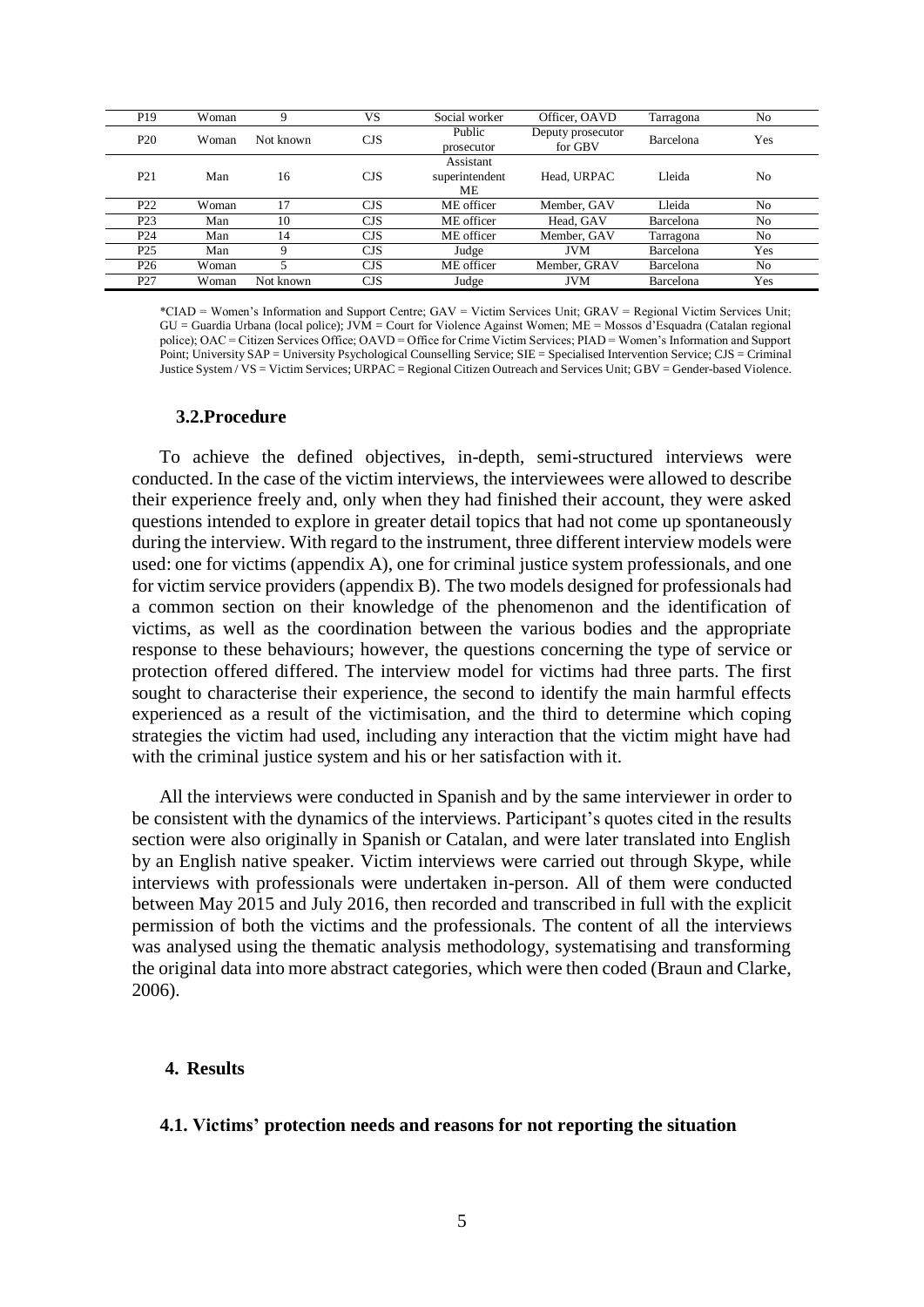| P19 | Woman | 9 | VS | Social worker | Officer, OAVD | Tarragona | No |
|---|---|---|---|---|---|---|---|
| P20 | Woman | Not known | CJS | Public prosecutor | Deputy prosecutor for GBV | Barcelona | Yes |
| P21 | Man | 16 | CJS | Assistant superintendent ME | Head, URPAC | Lleida | No |
| P22 | Woman | 17 | CJS | ME officer | Member, GAV | Lleida | No |
| P23 | Man | 10 | CJS | ME officer | Head, GAV | Barcelona | No |
| P24 | Man | 14 | CJS | ME officer | Member, GAV | Tarragona | No |
| P25 | Man | 9 | CJS | Judge | JVM | Barcelona | Yes |
| P26 | Woman | 5 | CJS | ME officer | Member, GRAV | Barcelona | No |
| P27 | Woman | Not known | CJS | Judge | JVM | Barcelona | Yes |

*CIAD = Women's Information and Support Centre; GAV = Victim Services Unit; GRAV = Regional Victim Services Unit; GU = Guardia Urbana (local police); JVM = Court for Violence Against Women; ME = Mossos d'Esquadra (Catalan regional police); OAC = Citizen Services Office; OAVD = Office for Crime Victim Services; PIAD = Women's Information and Support Point; University SAP = University Psychological Counselling Service; SIE = Specialised Intervention Service; CJS = Criminal Justice System / VS = Victim Services; URPAC = Regional Citizen Outreach and Services Unit; GBV = Gender-based Violence.

### 3.2. Procedure

To achieve the defined objectives, in-depth, semi-structured interviews were conducted. In the case of the victim interviews, the interviewees were allowed to describe their experience freely and, only when they had finished their account, they were asked questions intended to explore in greater detail topics that had not come up spontaneously during the interview. With regard to the instrument, three different interview models were used: one for victims (appendix A), one for criminal justice system professionals, and one for victim service providers (appendix B). The two models designed for professionals had a common section on their knowledge of the phenomenon and the identification of victims, as well as the coordination between the various bodies and the appropriate response to these behaviours; however, the questions concerning the type of service or protection offered differed. The interview model for victims had three parts. The first sought to characterise their experience, the second to identify the main harmful effects experienced as a result of the victimisation, and the third to determine which coping strategies the victim had used, including any interaction that the victim might have had with the criminal justice system and his or her satisfaction with it.

All the interviews were conducted in Spanish and by the same interviewer in order to be consistent with the dynamics of the interviews. Participant's quotes cited in the results section were also originally in Spanish or Catalan, and were later translated into English by an English native speaker. Victim interviews were carried out through Skype, while interviews with professionals were undertaken in-person. All of them were conducted between May 2015 and July 2016, then recorded and transcribed in full with the explicit permission of both the victims and the professionals. The content of all the interviews was analysed using the thematic analysis methodology, systematising and transforming the original data into more abstract categories, which were then coded (Braun and Clarke, 2006).

## 4. Results

### 4.1. Victims' protection needs and reasons for not reporting the situation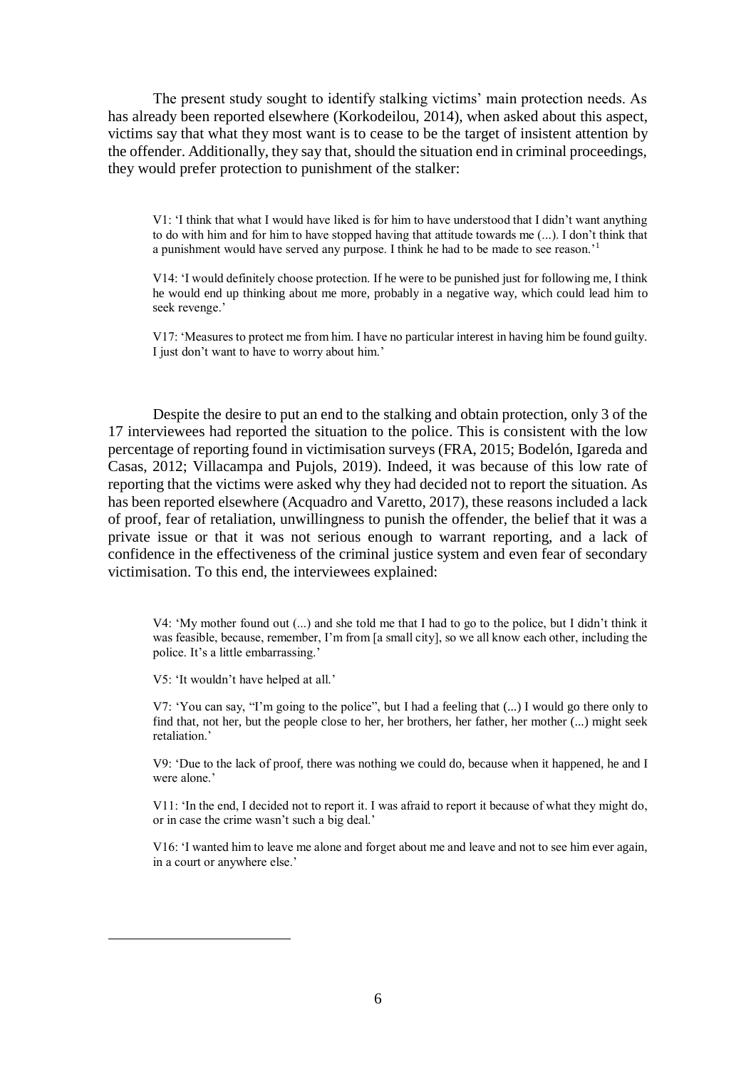The present study sought to identify stalking victims' main protection needs. As has already been reported elsewhere (Korkodeilou, 2014), when asked about this aspect, victims say that what they most want is to cease to be the target of insistent attention by the offender. Additionally, they say that, should the situation end in criminal proceedings, they would prefer protection to punishment of the stalker:

> V1: 'I think that what I would have liked is for him to have understood that I didn't want anything to do with him and for him to have stopped having that attitude towards me (...). I don't think that a punishment would have served any purpose. I think he had to be made to see reason.'[1]
>
> V14: 'I would definitely choose protection. If he were to be punished just for following me, I think he would end up thinking about me more, probably in a negative way, which could lead him to seek revenge.'
>
> V17: 'Measures to protect me from him. I have no particular interest in having him be found guilty. I just don't want to have to worry about him.'

Despite the desire to put an end to the stalking and obtain protection, only 3 of the 17 interviewees had reported the situation to the police. This is consistent with the low percentage of reporting found in victimisation surveys (FRA, 2015; Bodelón, Igareda and Casas, 2012; Villacampa and Pujols, 2019). Indeed, it was because of this low rate of reporting that the victims were asked why they had decided not to report the situation. As has been reported elsewhere (Acquadro and Varetto, 2017), these reasons included a lack of proof, fear of retaliation, unwillingness to punish the offender, the belief that it was a private issue or that it was not serious enough to warrant reporting, and a lack of confidence in the effectiveness of the criminal justice system and even fear of secondary victimisation. To this end, the interviewees explained:

> V4: 'My mother found out (...) and she told me that I had to go to the police, but I didn't think it was feasible, because, remember, I'm from [a small city], so we all know each other, including the police. It's a little embarrassing.'
>
> V5: 'It wouldn't have helped at all.'
>
> V7: 'You can say, "I'm going to the police", but I had a feeling that (...) I would go there only to find that, not her, but the people close to her, her brothers, her father, her mother (...) might seek retaliation.'
>
> V9: 'Due to the lack of proof, there was nothing we could do, because when it happened, he and I were alone.'
>
> V11: 'In the end, I decided not to report it. I was afraid to report it because of what they might do, or in case the crime wasn't such a big deal.'
>
> V16: 'I wanted him to leave me alone and forget about me and leave and not to see him ever again, in a court or anywhere else.'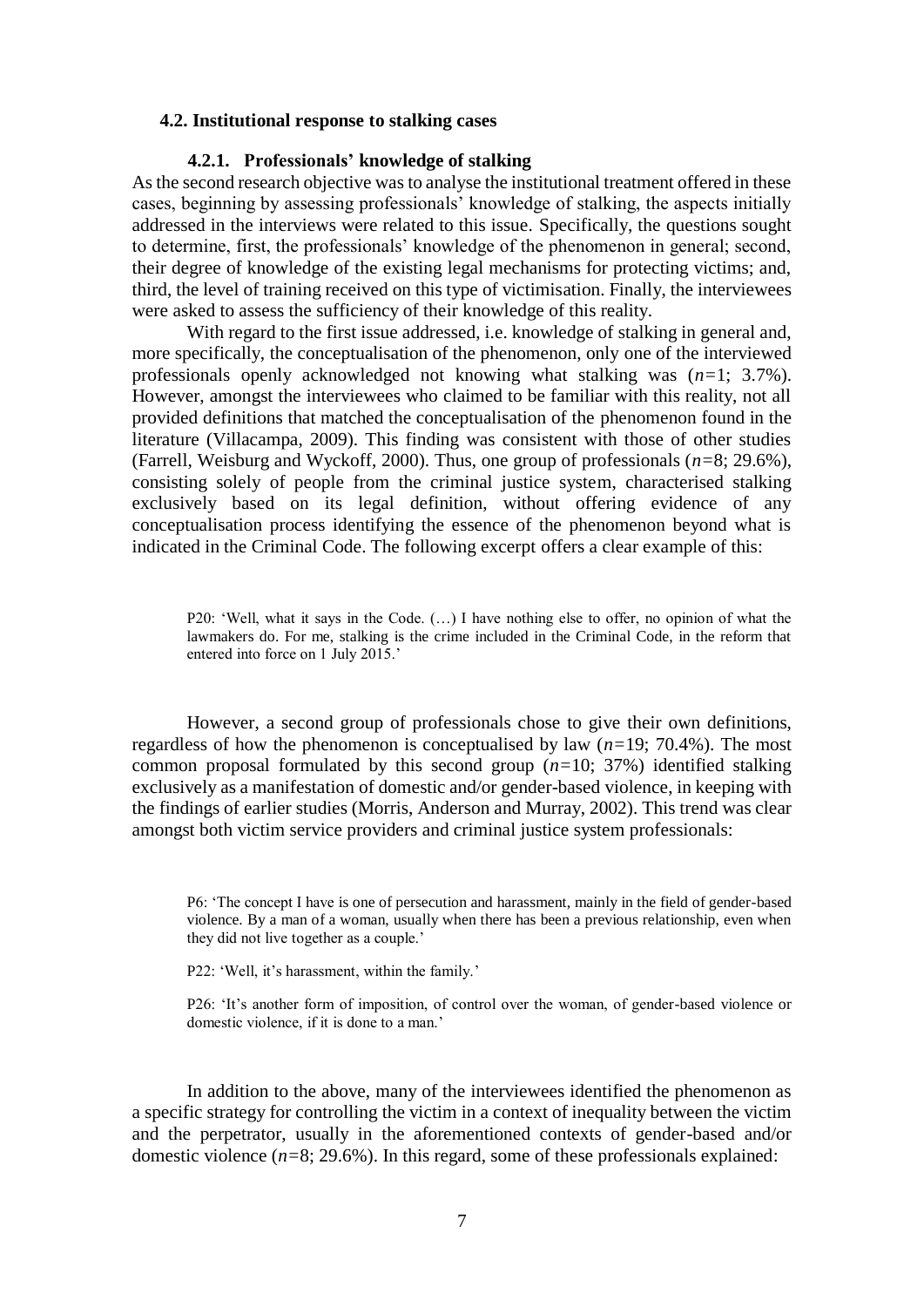### 4.2. Institutional response to stalking cases

#### 4.2.1. Professionals' knowledge of stalking

As the second research objective was to analyse the institutional treatment offered in these cases, beginning by assessing professionals' knowledge of stalking, the aspects initially addressed in the interviews were related to this issue. Specifically, the questions sought to determine, first, the professionals' knowledge of the phenomenon in general; second, their degree of knowledge of the existing legal mechanisms for protecting victims; and, third, the level of training received on this type of victimisation. Finally, the interviewees were asked to assess the sufficiency of their knowledge of this reality.

With regard to the first issue addressed, i.e. knowledge of stalking in general and, more specifically, the conceptualisation of the phenomenon, only one of the interviewed professionals openly acknowledged not knowing what stalking was (*n*=1; 3.7%). However, amongst the interviewees who claimed to be familiar with this reality, not all provided definitions that matched the conceptualisation of the phenomenon found in the literature (Villacampa, 2009). This finding was consistent with those of other studies (Farrell, Weisburg and Wyckoff, 2000). Thus, one group of professionals (*n*=8; 29.6%), consisting solely of people from the criminal justice system, characterised stalking exclusively based on its legal definition, without offering evidence of any conceptualisation process identifying the essence of the phenomenon beyond what is indicated in the Criminal Code. The following excerpt offers a clear example of this:

> P20: 'Well, what it says in the Code. (…) I have nothing else to offer, no opinion of what the lawmakers do. For me, stalking is the crime included in the Criminal Code, in the reform that entered into force on 1 July 2015.'

However, a second group of professionals chose to give their own definitions, regardless of how the phenomenon is conceptualised by law (*n*=19; 70.4%). The most common proposal formulated by this second group (*n*=10; 37%) identified stalking exclusively as a manifestation of domestic and/or gender-based violence, in keeping with the findings of earlier studies (Morris, Anderson and Murray, 2002). This trend was clear amongst both victim service providers and criminal justice system professionals:

> P6: 'The concept I have is one of persecution and harassment, mainly in the field of gender-based violence. By a man of a woman, usually when there has been a previous relationship, even when they did not live together as a couple.'
>
> P22: 'Well, it's harassment, within the family.'
>
> P26: 'It's another form of imposition, of control over the woman, of gender-based violence or domestic violence, if it is done to a man.'

In addition to the above, many of the interviewees identified the phenomenon as a specific strategy for controlling the victim in a context of inequality between the victim and the perpetrator, usually in the aforementioned contexts of gender-based and/or domestic violence (*n*=8; 29.6%). In this regard, some of these professionals explained: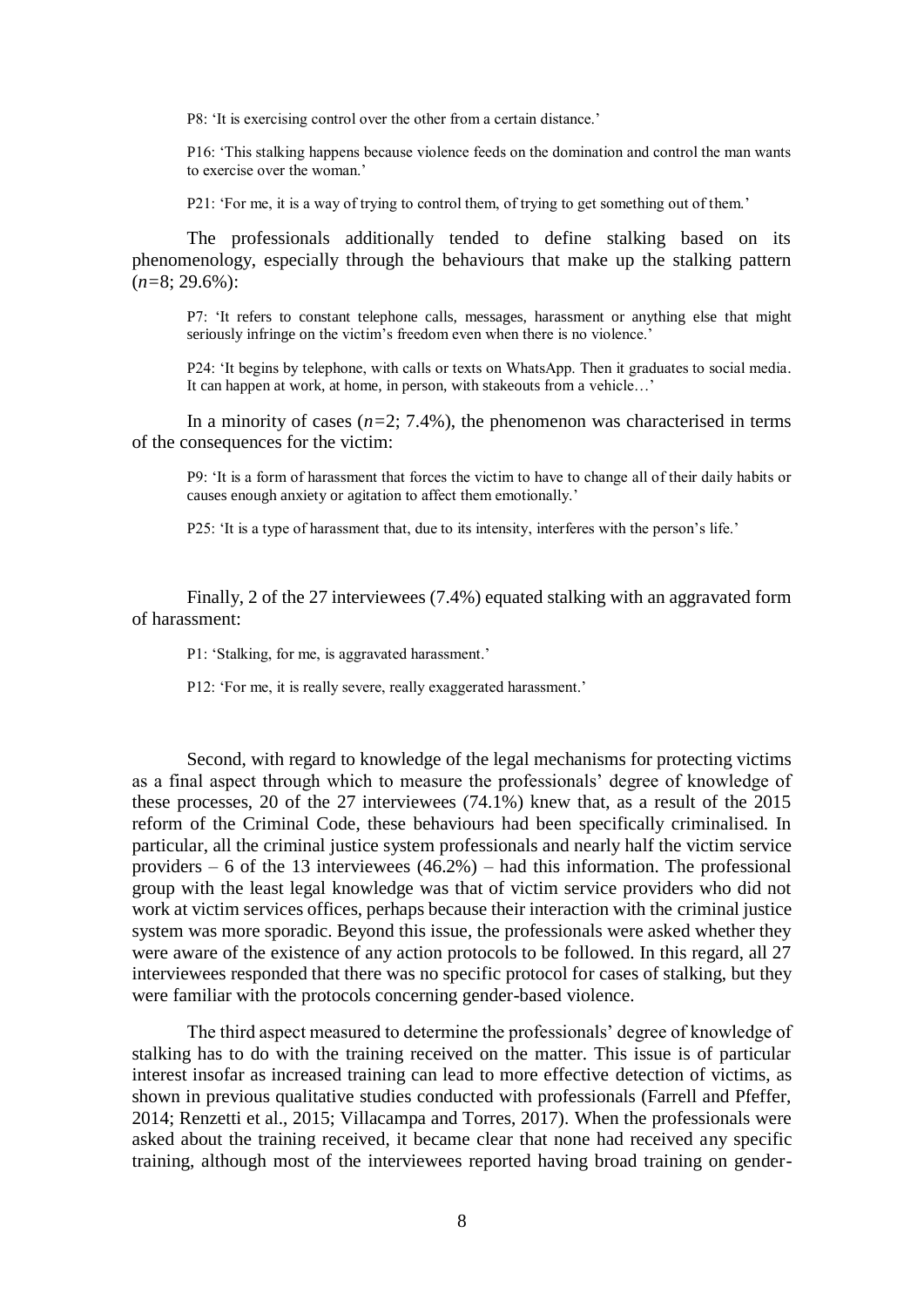P8: 'It is exercising control over the other from a certain distance.'

P16: 'This stalking happens because violence feeds on the domination and control the man wants to exercise over the woman.'

P21: 'For me, it is a way of trying to control them, of trying to get something out of them.'

The professionals additionally tended to define stalking based on its phenomenology, especially through the behaviours that make up the stalking pattern (*n*=8; 29.6%):

P7: 'It refers to constant telephone calls, messages, harassment or anything else that might seriously infringe on the victim's freedom even when there is no violence.'

P24: 'It begins by telephone, with calls or texts on WhatsApp. Then it graduates to social media. It can happen at work, at home, in person, with stakeouts from a vehicle…'

In a minority of cases (*n*=2; 7.4%), the phenomenon was characterised in terms of the consequences for the victim:

P9: 'It is a form of harassment that forces the victim to have to change all of their daily habits or causes enough anxiety or agitation to affect them emotionally.'

P25: 'It is a type of harassment that, due to its intensity, interferes with the person's life.'

Finally, 2 of the 27 interviewees (7.4%) equated stalking with an aggravated form of harassment:

P1: 'Stalking, for me, is aggravated harassment.'

P12: 'For me, it is really severe, really exaggerated harassment.'

Second, with regard to knowledge of the legal mechanisms for protecting victims as a final aspect through which to measure the professionals' degree of knowledge of these processes, 20 of the 27 interviewees (74.1%) knew that, as a result of the 2015 reform of the Criminal Code, these behaviours had been specifically criminalised. In particular, all the criminal justice system professionals and nearly half the victim service providers – 6 of the 13 interviewees (46.2%) – had this information. The professional group with the least legal knowledge was that of victim service providers who did not work at victim services offices, perhaps because their interaction with the criminal justice system was more sporadic. Beyond this issue, the professionals were asked whether they were aware of the existence of any action protocols to be followed. In this regard, all 27 interviewees responded that there was no specific protocol for cases of stalking, but they were familiar with the protocols concerning gender-based violence.

The third aspect measured to determine the professionals' degree of knowledge of stalking has to do with the training received on the matter. This issue is of particular interest insofar as increased training can lead to more effective detection of victims, as shown in previous qualitative studies conducted with professionals (Farrell and Pfeffer, 2014; Renzetti et al., 2015; Villacampa and Torres, 2017). When the professionals were asked about the training received, it became clear that none had received any specific training, although most of the interviewees reported having broad training on gender-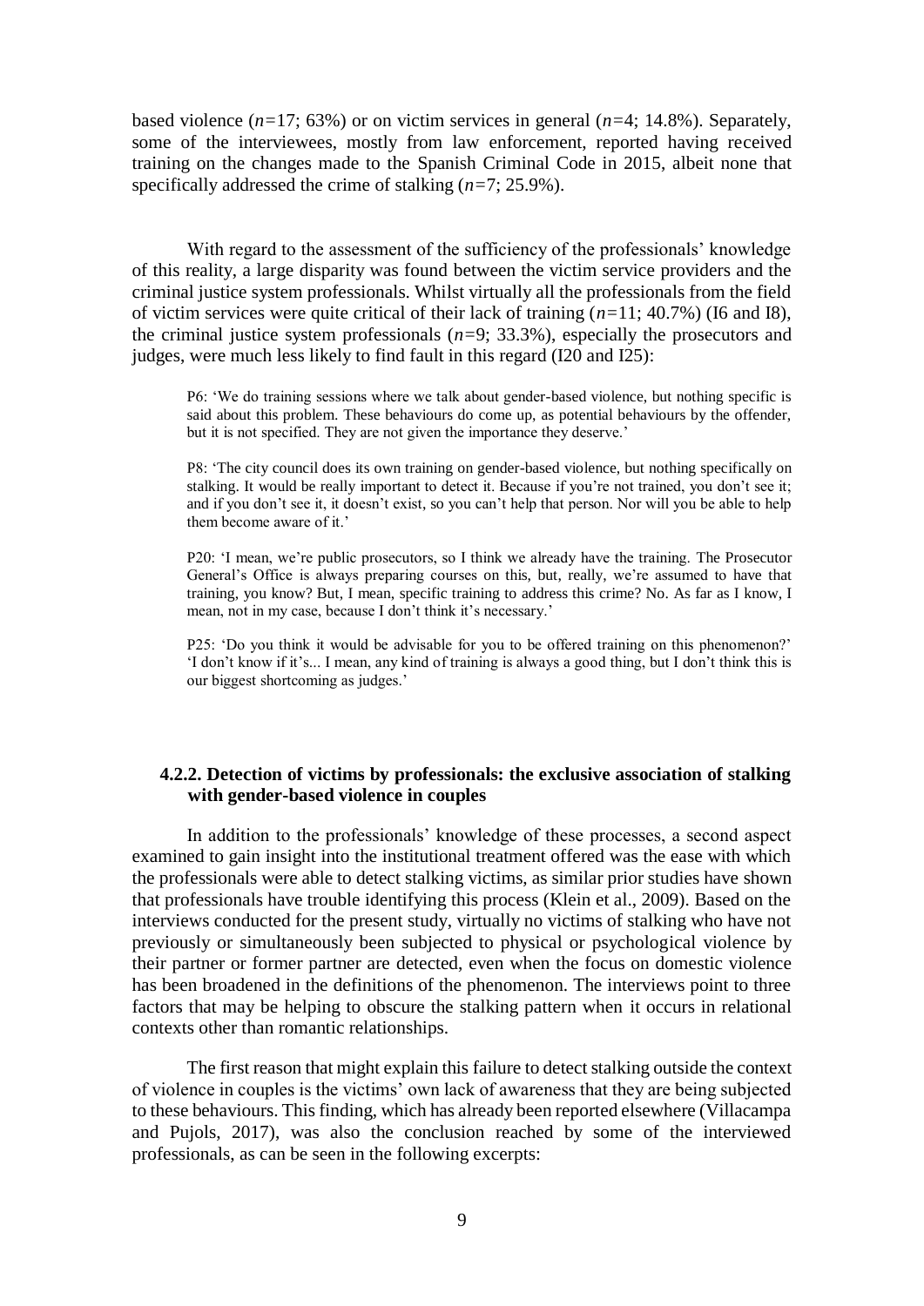based violence (*n*=17; 63%) or on victim services in general (*n*=4; 14.8%). Separately, some of the interviewees, mostly from law enforcement, reported having received training on the changes made to the Spanish Criminal Code in 2015, albeit none that specifically addressed the crime of stalking (*n*=7; 25.9%).

With regard to the assessment of the sufficiency of the professionals' knowledge of this reality, a large disparity was found between the victim service providers and the criminal justice system professionals. Whilst virtually all the professionals from the field of victim services were quite critical of their lack of training (*n*=11; 40.7%) (I6 and I8), the criminal justice system professionals (*n*=9; 33.3%), especially the prosecutors and judges, were much less likely to find fault in this regard (I20 and I25):

> P6: 'We do training sessions where we talk about gender-based violence, but nothing specific is said about this problem. These behaviours do come up, as potential behaviours by the offender, but it is not specified. They are not given the importance they deserve.'

> P8: 'The city council does its own training on gender-based violence, but nothing specifically on stalking. It would be really important to detect it. Because if you're not trained, you don't see it; and if you don't see it, it doesn't exist, so you can't help that person. Nor will you be able to help them become aware of it.'

> P20: 'I mean, we're public prosecutors, so I think we already have the training. The Prosecutor General's Office is always preparing courses on this, but, really, we're assumed to have that training, you know? But, I mean, specific training to address this crime? No. As far as I know, I mean, not in my case, because I don't think it's necessary.'

> P25: 'Do you think it would be advisable for you to be offered training on this phenomenon?' 'I don't know if it's... I mean, any kind of training is always a good thing, but I don't think this is our biggest shortcoming as judges.'

#### 4.2.2. Detection of victims by professionals: the exclusive association of stalking with gender-based violence in couples

In addition to the professionals' knowledge of these processes, a second aspect examined to gain insight into the institutional treatment offered was the ease with which the professionals were able to detect stalking victims, as similar prior studies have shown that professionals have trouble identifying this process (Klein et al., 2009). Based on the interviews conducted for the present study, virtually no victims of stalking who have not previously or simultaneously been subjected to physical or psychological violence by their partner or former partner are detected, even when the focus on domestic violence has been broadened in the definitions of the phenomenon. The interviews point to three factors that may be helping to obscure the stalking pattern when it occurs in relational contexts other than romantic relationships.

The first reason that might explain this failure to detect stalking outside the context of violence in couples is the victims' own lack of awareness that they are being subjected to these behaviours. This finding, which has already been reported elsewhere (Villacampa and Pujols, 2017), was also the conclusion reached by some of the interviewed professionals, as can be seen in the following excerpts: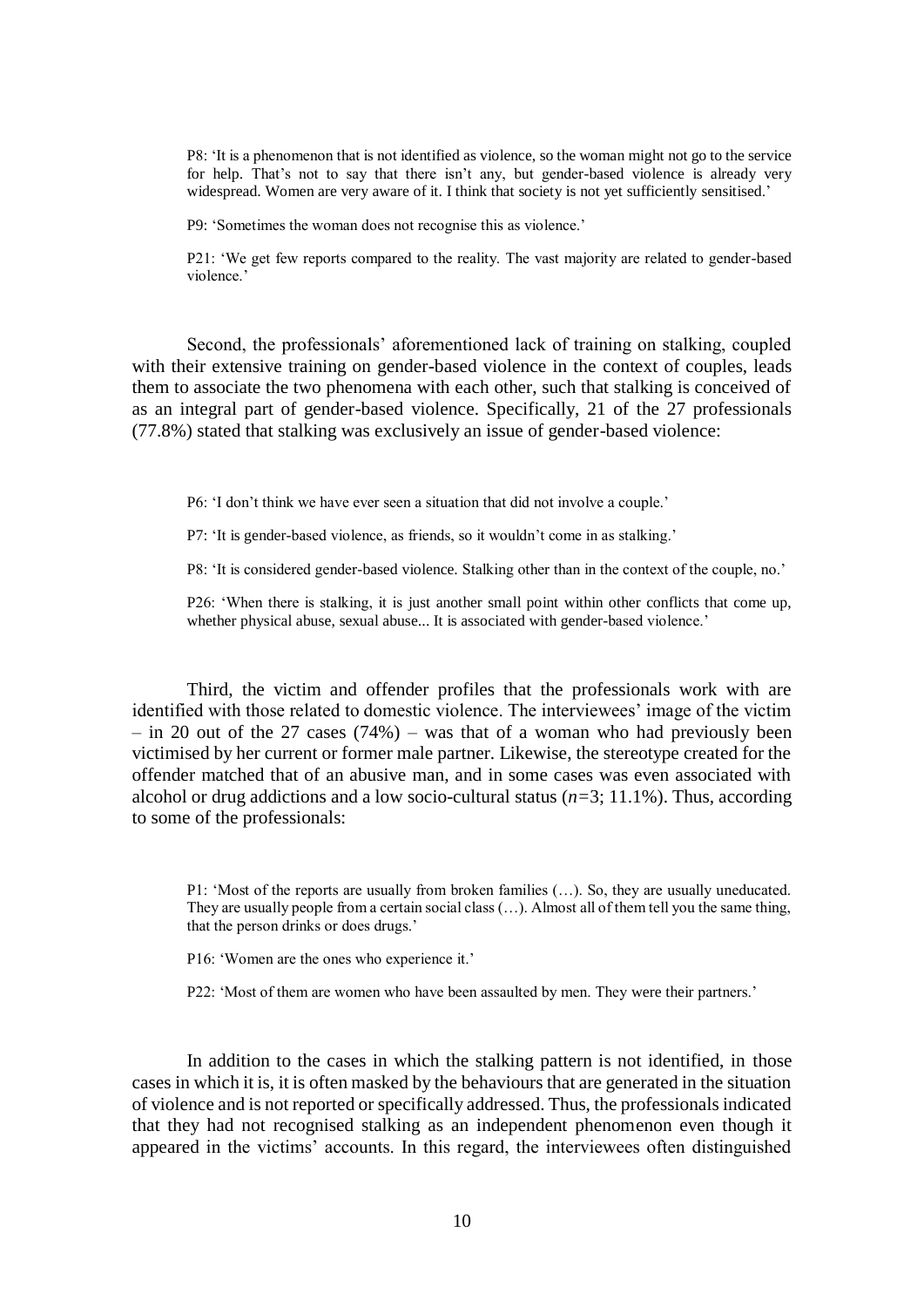> P8: 'It is a phenomenon that is not identified as violence, so the woman might not go to the service for help. That's not to say that there isn't any, but gender-based violence is already very widespread. Women are very aware of it. I think that society is not yet sufficiently sensitised.'
>
> P9: 'Sometimes the woman does not recognise this as violence.'
>
> P21: 'We get few reports compared to the reality. The vast majority are related to gender-based violence.'

Second, the professionals' aforementioned lack of training on stalking, coupled with their extensive training on gender-based violence in the context of couples, leads them to associate the two phenomena with each other, such that stalking is conceived of as an integral part of gender-based violence. Specifically, 21 of the 27 professionals (77.8%) stated that stalking was exclusively an issue of gender-based violence:

> P6: 'I don't think we have ever seen a situation that did not involve a couple.'
>
> P7: 'It is gender-based violence, as friends, so it wouldn't come in as stalking.'
>
> P8: 'It is considered gender-based violence. Stalking other than in the context of the couple, no.'
>
> P26: 'When there is stalking, it is just another small point within other conflicts that come up, whether physical abuse, sexual abuse... It is associated with gender-based violence.'

Third, the victim and offender profiles that the professionals work with are identified with those related to domestic violence. The interviewees' image of the victim – in 20 out of the 27 cases (74%) – was that of a woman who had previously been victimised by her current or former male partner. Likewise, the stereotype created for the offender matched that of an abusive man, and in some cases was even associated with alcohol or drug addictions and a low socio-cultural status (*n*=3; 11.1%). Thus, according to some of the professionals:

> P1: 'Most of the reports are usually from broken families (…). So, they are usually uneducated. They are usually people from a certain social class (…). Almost all of them tell you the same thing, that the person drinks or does drugs.'
>
> P16: 'Women are the ones who experience it.'
>
> P22: 'Most of them are women who have been assaulted by men. They were their partners.'

In addition to the cases in which the stalking pattern is not identified, in those cases in which it is, it is often masked by the behaviours that are generated in the situation of violence and is not reported or specifically addressed. Thus, the professionals indicated that they had not recognised stalking as an independent phenomenon even though it appeared in the victims' accounts. In this regard, the interviewees often distinguished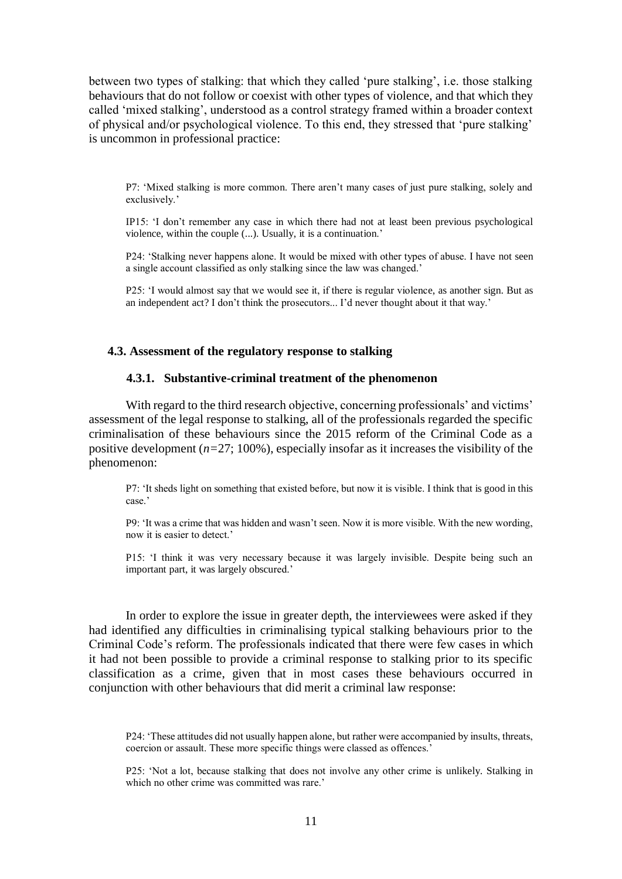between two types of stalking: that which they called 'pure stalking', i.e. those stalking behaviours that do not follow or coexist with other types of violence, and that which they called 'mixed stalking', understood as a control strategy framed within a broader context of physical and/or psychological violence. To this end, they stressed that 'pure stalking' is uncommon in professional practice:

> P7: 'Mixed stalking is more common. There aren't many cases of just pure stalking, solely and exclusively.'
>
> IP15: 'I don't remember any case in which there had not at least been previous psychological violence, within the couple (...). Usually, it is a continuation.'
>
> P24: 'Stalking never happens alone. It would be mixed with other types of abuse. I have not seen a single account classified as only stalking since the law was changed.'
>
> P25: 'I would almost say that we would see it, if there is regular violence, as another sign. But as an independent act? I don't think the prosecutors... I'd never thought about it that way.'

### 4.3. Assessment of the regulatory response to stalking

#### 4.3.1. Substantive-criminal treatment of the phenomenon

With regard to the third research objective, concerning professionals' and victims' assessment of the legal response to stalking, all of the professionals regarded the specific criminalisation of these behaviours since the 2015 reform of the Criminal Code as a positive development (*n*=27; 100%), especially insofar as it increases the visibility of the phenomenon:

> P7: 'It sheds light on something that existed before, but now it is visible. I think that is good in this case.'
>
> P9: 'It was a crime that was hidden and wasn't seen. Now it is more visible. With the new wording, now it is easier to detect.'
>
> P15: 'I think it was very necessary because it was largely invisible. Despite being such an important part, it was largely obscured.'

In order to explore the issue in greater depth, the interviewees were asked if they had identified any difficulties in criminalising typical stalking behaviours prior to the Criminal Code's reform. The professionals indicated that there were few cases in which it had not been possible to provide a criminal response to stalking prior to its specific classification as a crime, given that in most cases these behaviours occurred in conjunction with other behaviours that did merit a criminal law response:

> P24: 'These attitudes did not usually happen alone, but rather were accompanied by insults, threats, coercion or assault. These more specific things were classed as offences.'
>
> P25: 'Not a lot, because stalking that does not involve any other crime is unlikely. Stalking in which no other crime was committed was rare.'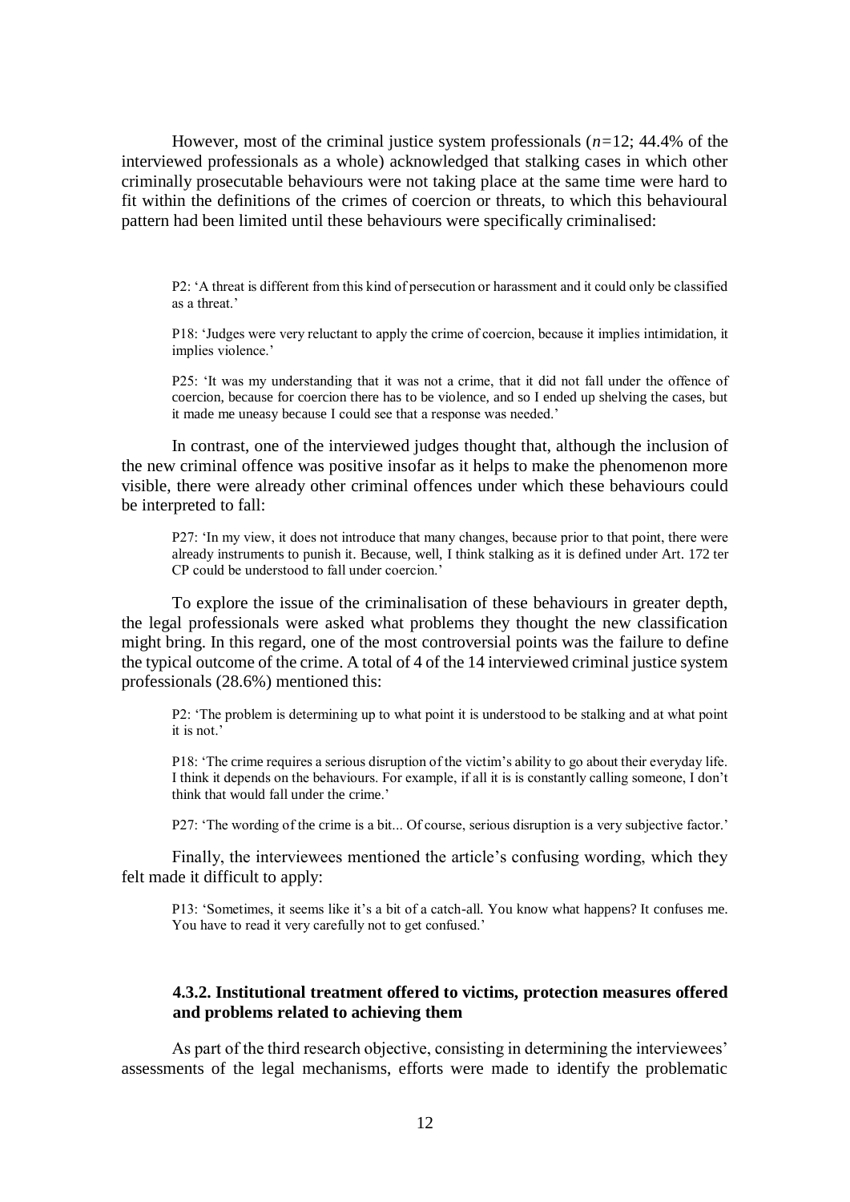However, most of the criminal justice system professionals ($n$=12; 44.4% of the interviewed professionals as a whole) acknowledged that stalking cases in which other criminally prosecutable behaviours were not taking place at the same time were hard to fit within the definitions of the crimes of coercion or threats, to which this behavioural pattern had been limited until these behaviours were specifically criminalised:

> P2: 'A threat is different from this kind of persecution or harassment and it could only be classified as a threat.'
>
> P18: 'Judges were very reluctant to apply the crime of coercion, because it implies intimidation, it implies violence.'
>
> P25: 'It was my understanding that it was not a crime, that it did not fall under the offence of coercion, because for coercion there has to be violence, and so I ended up shelving the cases, but it made me uneasy because I could see that a response was needed.'

In contrast, one of the interviewed judges thought that, although the inclusion of the new criminal offence was positive insofar as it helps to make the phenomenon more visible, there were already other criminal offences under which these behaviours could be interpreted to fall:

> P27: 'In my view, it does not introduce that many changes, because prior to that point, there were already instruments to punish it. Because, well, I think stalking as it is defined under Art. 172 ter CP could be understood to fall under coercion.'

To explore the issue of the criminalisation of these behaviours in greater depth, the legal professionals were asked what problems they thought the new classification might bring. In this regard, one of the most controversial points was the failure to define the typical outcome of the crime. A total of 4 of the 14 interviewed criminal justice system professionals (28.6%) mentioned this:

> P2: 'The problem is determining up to what point it is understood to be stalking and at what point it is not.'
>
> P18: 'The crime requires a serious disruption of the victim's ability to go about their everyday life. I think it depends on the behaviours. For example, if all it is is constantly calling someone, I don't think that would fall under the crime.'
>
> P27: 'The wording of the crime is a bit... Of course, serious disruption is a very subjective factor.'

Finally, the interviewees mentioned the article's confusing wording, which they felt made it difficult to apply:

> P13: 'Sometimes, it seems like it's a bit of a catch-all. You know what happens? It confuses me. You have to read it very carefully not to get confused.'

### 4.3.2. Institutional treatment offered to victims, protection measures offered and problems related to achieving them

As part of the third research objective, consisting in determining the interviewees' assessments of the legal mechanisms, efforts were made to identify the problematic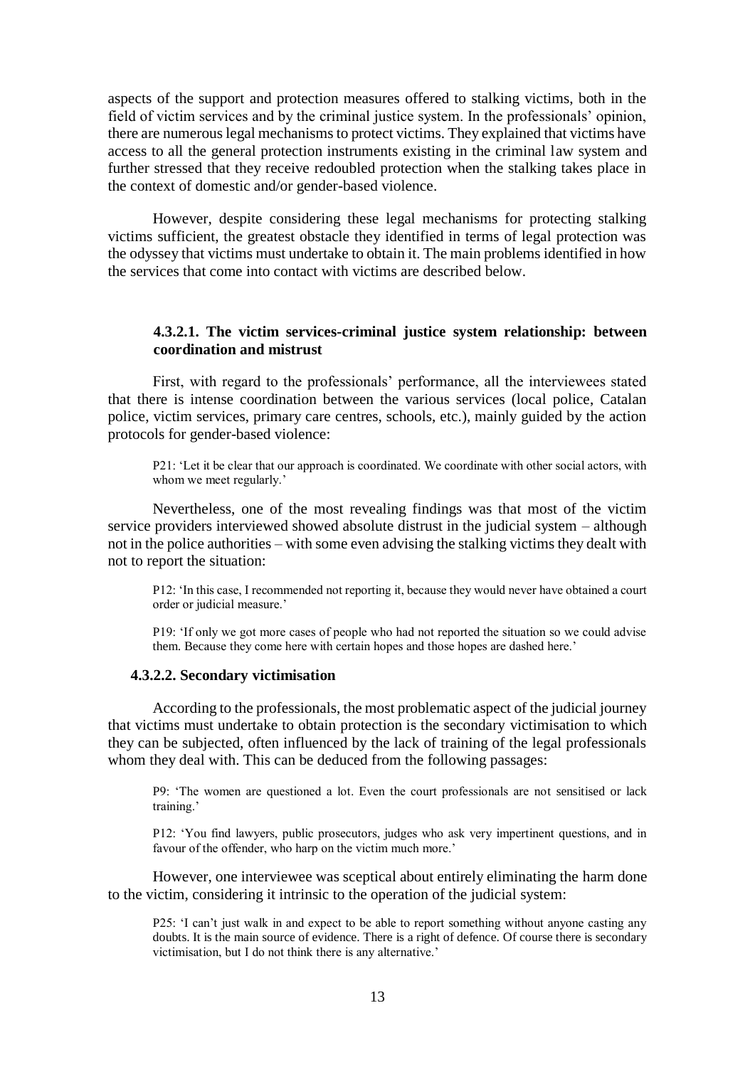aspects of the support and protection measures offered to stalking victims, both in the field of victim services and by the criminal justice system. In the professionals' opinion, there are numerous legal mechanisms to protect victims. They explained that victims have access to all the general protection instruments existing in the criminal law system and further stressed that they receive redoubled protection when the stalking takes place in the context of domestic and/or gender-based violence.

However, despite considering these legal mechanisms for protecting stalking victims sufficient, the greatest obstacle they identified in terms of legal protection was the odyssey that victims must undertake to obtain it. The main problems identified in how the services that come into contact with victims are described below.

#### 4.3.2.1. The victim services-criminal justice system relationship: between coordination and mistrust

First, with regard to the professionals' performance, all the interviewees stated that there is intense coordination between the various services (local police, Catalan police, victim services, primary care centres, schools, etc.), mainly guided by the action protocols for gender-based violence:

> P21: 'Let it be clear that our approach is coordinated. We coordinate with other social actors, with whom we meet regularly.'

Nevertheless, one of the most revealing findings was that most of the victim service providers interviewed showed absolute distrust in the judicial system – although not in the police authorities – with some even advising the stalking victims they dealt with not to report the situation:

> P12: 'In this case, I recommended not reporting it, because they would never have obtained a court order or judicial measure.'

> P19: 'If only we got more cases of people who had not reported the situation so we could advise them. Because they come here with certain hopes and those hopes are dashed here.'

#### 4.3.2.2. Secondary victimisation

According to the professionals, the most problematic aspect of the judicial journey that victims must undertake to obtain protection is the secondary victimisation to which they can be subjected, often influenced by the lack of training of the legal professionals whom they deal with. This can be deduced from the following passages:

> P9: 'The women are questioned a lot. Even the court professionals are not sensitised or lack training.'

> P12: 'You find lawyers, public prosecutors, judges who ask very impertinent questions, and in favour of the offender, who harp on the victim much more.'

However, one interviewee was sceptical about entirely eliminating the harm done to the victim, considering it intrinsic to the operation of the judicial system:

> P25: 'I can't just walk in and expect to be able to report something without anyone casting any doubts. It is the main source of evidence. There is a right of defence. Of course there is secondary victimisation, but I do not think there is any alternative.'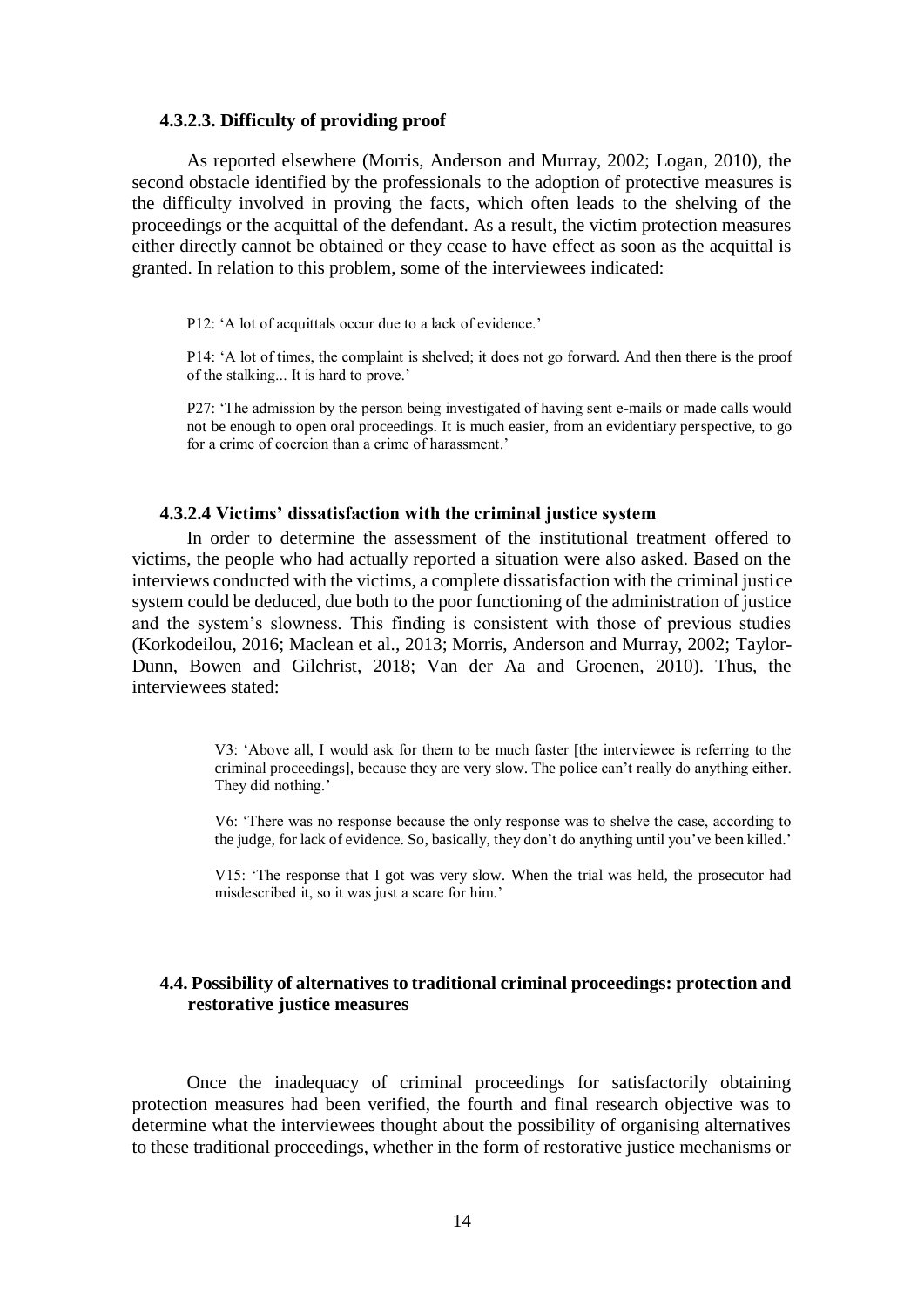#### 4.3.2.3. Difficulty of providing proof

As reported elsewhere (Morris, Anderson and Murray, 2002; Logan, 2010), the second obstacle identified by the professionals to the adoption of protective measures is the difficulty involved in proving the facts, which often leads to the shelving of the proceedings or the acquittal of the defendant. As a result, the victim protection measures either directly cannot be obtained or they cease to have effect as soon as the acquittal is granted. In relation to this problem, some of the interviewees indicated:

> P12: 'A lot of acquittals occur due to a lack of evidence.'
>
> P14: 'A lot of times, the complaint is shelved; it does not go forward. And then there is the proof of the stalking... It is hard to prove.'
>
> P27: 'The admission by the person being investigated of having sent e-mails or made calls would not be enough to open oral proceedings. It is much easier, from an evidentiary perspective, to go for a crime of coercion than a crime of harassment.'

#### 4.3.2.4 Victims' dissatisfaction with the criminal justice system

In order to determine the assessment of the institutional treatment offered to victims, the people who had actually reported a situation were also asked. Based on the interviews conducted with the victims, a complete dissatisfaction with the criminal justice system could be deduced, due both to the poor functioning of the administration of justice and the system's slowness. This finding is consistent with those of previous studies (Korkodeilou, 2016; Maclean et al., 2013; Morris, Anderson and Murray, 2002; Taylor-Dunn, Bowen and Gilchrist, 2018; Van der Aa and Groenen, 2010). Thus, the interviewees stated:

> V3: 'Above all, I would ask for them to be much faster [the interviewee is referring to the criminal proceedings], because they are very slow. The police can't really do anything either. They did nothing.'
>
> V6: 'There was no response because the only response was to shelve the case, according to the judge, for lack of evidence. So, basically, they don't do anything until you've been killed.'
>
> V15: 'The response that I got was very slow. When the trial was held, the prosecutor had misdescribed it, so it was just a scare for him.'

### 4.4. Possibility of alternatives to traditional criminal proceedings: protection and restorative justice measures

Once the inadequacy of criminal proceedings for satisfactorily obtaining protection measures had been verified, the fourth and final research objective was to determine what the interviewees thought about the possibility of organising alternatives to these traditional proceedings, whether in the form of restorative justice mechanisms or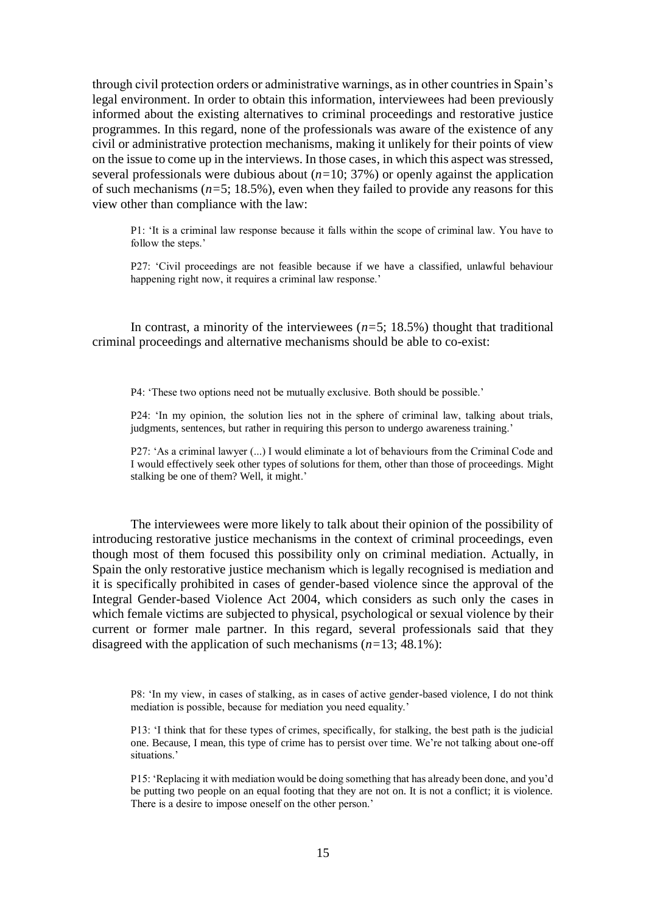through civil protection orders or administrative warnings, as in other countries in Spain's legal environment. In order to obtain this information, interviewees had been previously informed about the existing alternatives to criminal proceedings and restorative justice programmes. In this regard, none of the professionals was aware of the existence of any civil or administrative protection mechanisms, making it unlikely for their points of view on the issue to come up in the interviews. In those cases, in which this aspect was stressed, several professionals were dubious about ($n$=10; 37%) or openly against the application of such mechanisms ($n$=5; 18.5%), even when they failed to provide any reasons for this view other than compliance with the law:

> P1: 'It is a criminal law response because it falls within the scope of criminal law. You have to follow the steps.'
>
> P27: 'Civil proceedings are not feasible because if we have a classified, unlawful behaviour happening right now, it requires a criminal law response.'

In contrast, a minority of the interviewees ($n$=5; 18.5%) thought that traditional criminal proceedings and alternative mechanisms should be able to co-exist:

> P4: 'These two options need not be mutually exclusive. Both should be possible.'
>
> P24: 'In my opinion, the solution lies not in the sphere of criminal law, talking about trials, judgments, sentences, but rather in requiring this person to undergo awareness training.'
>
> P27: 'As a criminal lawyer (...) I would eliminate a lot of behaviours from the Criminal Code and I would effectively seek other types of solutions for them, other than those of proceedings. Might stalking be one of them? Well, it might.'

The interviewees were more likely to talk about their opinion of the possibility of introducing restorative justice mechanisms in the context of criminal proceedings, even though most of them focused this possibility only on criminal mediation. Actually, in Spain the only restorative justice mechanism which is legally recognised is mediation and it is specifically prohibited in cases of gender-based violence since the approval of the Integral Gender-based Violence Act 2004, which considers as such only the cases in which female victims are subjected to physical, psychological or sexual violence by their current or former male partner. In this regard, several professionals said that they disagreed with the application of such mechanisms ($n$=13; 48.1%):

> P8: 'In my view, in cases of stalking, as in cases of active gender-based violence, I do not think mediation is possible, because for mediation you need equality.'
>
> P13: 'I think that for these types of crimes, specifically, for stalking, the best path is the judicial one. Because, I mean, this type of crime has to persist over time. We're not talking about one-off situations.'
>
> P15: 'Replacing it with mediation would be doing something that has already been done, and you'd be putting two people on an equal footing that they are not on. It is not a conflict; it is violence. There is a desire to impose oneself on the other person.'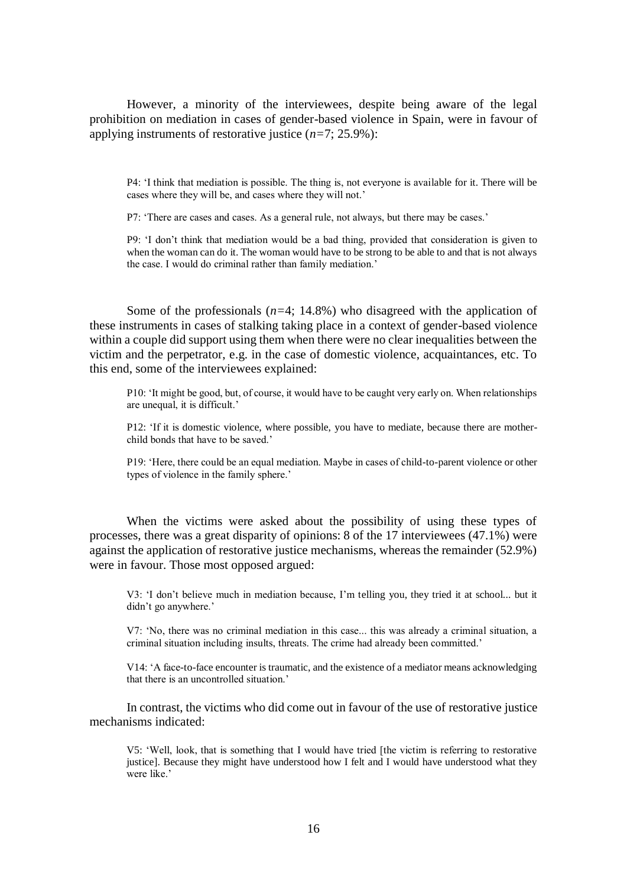However, a minority of the interviewees, despite being aware of the legal prohibition on mediation in cases of gender-based violence in Spain, were in favour of applying instruments of restorative justice (*n*=7; 25.9%):

> P4: 'I think that mediation is possible. The thing is, not everyone is available for it. There will be cases where they will be, and cases where they will not.'
>
> P7: 'There are cases and cases. As a general rule, not always, but there may be cases.'
>
> P9: 'I don't think that mediation would be a bad thing, provided that consideration is given to when the woman can do it. The woman would have to be strong to be able to and that is not always the case. I would do criminal rather than family mediation.'

Some of the professionals (*n*=4; 14.8%) who disagreed with the application of these instruments in cases of stalking taking place in a context of gender-based violence within a couple did support using them when there were no clear inequalities between the victim and the perpetrator, e.g. in the case of domestic violence, acquaintances, etc. To this end, some of the interviewees explained:

> P10: 'It might be good, but, of course, it would have to be caught very early on. When relationships are unequal, it is difficult.'
>
> P12: 'If it is domestic violence, where possible, you have to mediate, because there are mother-child bonds that have to be saved.'
>
> P19: 'Here, there could be an equal mediation. Maybe in cases of child-to-parent violence or other types of violence in the family sphere.'

When the victims were asked about the possibility of using these types of processes, there was a great disparity of opinions: 8 of the 17 interviewees (47.1%) were against the application of restorative justice mechanisms, whereas the remainder (52.9%) were in favour. Those most opposed argued:

> V3: 'I don't believe much in mediation because, I'm telling you, they tried it at school... but it didn't go anywhere.'
>
> V7: 'No, there was no criminal mediation in this case... this was already a criminal situation, a criminal situation including insults, threats. The crime had already been committed.'
>
> V14: 'A face-to-face encounter is traumatic, and the existence of a mediator means acknowledging that there is an uncontrolled situation.'

In contrast, the victims who did come out in favour of the use of restorative justice mechanisms indicated:

> V5: 'Well, look, that is something that I would have tried [the victim is referring to restorative justice]. Because they might have understood how I felt and I would have understood what they were like.'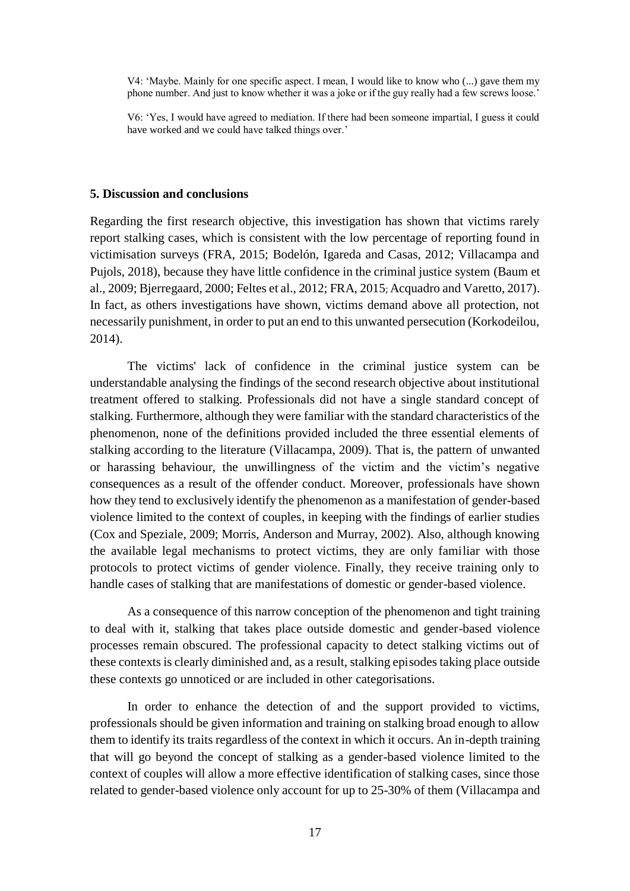> V4: 'Maybe. Mainly for one specific aspect. I mean, I would like to know who (...) gave them my phone number. And just to know whether it was a joke or if the guy really had a few screws loose.'

> V6: 'Yes, I would have agreed to mediation. If there had been someone impartial, I guess it could have worked and we could have talked things over.'

## 5. Discussion and conclusions

Regarding the first research objective, this investigation has shown that victims rarely report stalking cases, which is consistent with the low percentage of reporting found in victimisation surveys (FRA, 2015; Bodelón, Igareda and Casas, 2012; Villacampa and Pujols, 2018), because they have little confidence in the criminal justice system (Baum et al., 2009; Bjerregaard, 2000; Feltes et al., 2012; FRA, 2015; Acquadro and Varetto, 2017). In fact, as others investigations have shown, victims demand above all protection, not necessarily punishment, in order to put an end to this unwanted persecution (Korkodeilou, 2014).

The victims' lack of confidence in the criminal justice system can be understandable analysing the findings of the second research objective about institutional treatment offered to stalking. Professionals did not have a single standard concept of stalking. Furthermore, although they were familiar with the standard characteristics of the phenomenon, none of the definitions provided included the three essential elements of stalking according to the literature (Villacampa, 2009). That is, the pattern of unwanted or harassing behaviour, the unwillingness of the victim and the victim's negative consequences as a result of the offender conduct. Moreover, professionals have shown how they tend to exclusively identify the phenomenon as a manifestation of gender-based violence limited to the context of couples, in keeping with the findings of earlier studies (Cox and Speziale, 2009; Morris, Anderson and Murray, 2002). Also, although knowing the available legal mechanisms to protect victims, they are only familiar with those protocols to protect victims of gender violence. Finally, they receive training only to handle cases of stalking that are manifestations of domestic or gender-based violence.

As a consequence of this narrow conception of the phenomenon and tight training to deal with it, stalking that takes place outside domestic and gender-based violence processes remain obscured. The professional capacity to detect stalking victims out of these contexts is clearly diminished and, as a result, stalking episodes taking place outside these contexts go unnoticed or are included in other categorisations.

In order to enhance the detection of and the support provided to victims, professionals should be given information and training on stalking broad enough to allow them to identify its traits regardless of the context in which it occurs. An in-depth training that will go beyond the concept of stalking as a gender-based violence limited to the context of couples will allow a more effective identification of stalking cases, since those related to gender-based violence only account for up to 25-30% of them (Villacampa and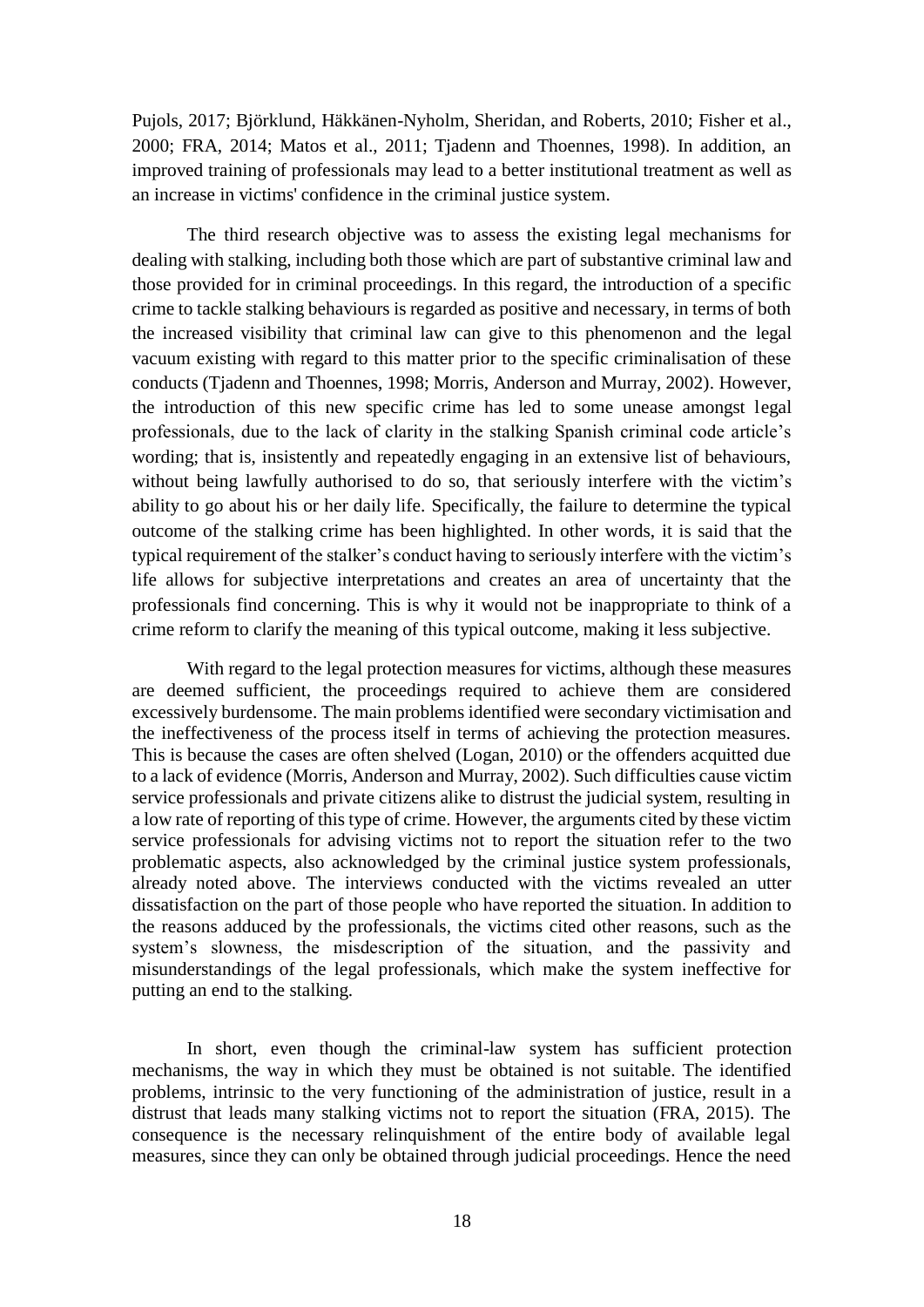Pujols, 2017; Björklund, Häkkänen-Nyholm, Sheridan, and Roberts, 2010; Fisher et al., 2000; FRA, 2014; Matos et al., 2011; Tjadenn and Thoennes, 1998). In addition, an improved training of professionals may lead to a better institutional treatment as well as an increase in victims' confidence in the criminal justice system.

The third research objective was to assess the existing legal mechanisms for dealing with stalking, including both those which are part of substantive criminal law and those provided for in criminal proceedings. In this regard, the introduction of a specific crime to tackle stalking behaviours is regarded as positive and necessary, in terms of both the increased visibility that criminal law can give to this phenomenon and the legal vacuum existing with regard to this matter prior to the specific criminalisation of these conducts (Tjadenn and Thoennes, 1998; Morris, Anderson and Murray, 2002). However, the introduction of this new specific crime has led to some unease amongst legal professionals, due to the lack of clarity in the stalking Spanish criminal code article's wording; that is, insistently and repeatedly engaging in an extensive list of behaviours, without being lawfully authorised to do so, that seriously interfere with the victim's ability to go about his or her daily life. Specifically, the failure to determine the typical outcome of the stalking crime has been highlighted. In other words, it is said that the typical requirement of the stalker's conduct having to seriously interfere with the victim's life allows for subjective interpretations and creates an area of uncertainty that the professionals find concerning. This is why it would not be inappropriate to think of a crime reform to clarify the meaning of this typical outcome, making it less subjective.

With regard to the legal protection measures for victims, although these measures are deemed sufficient, the proceedings required to achieve them are considered excessively burdensome. The main problems identified were secondary victimisation and the ineffectiveness of the process itself in terms of achieving the protection measures. This is because the cases are often shelved (Logan, 2010) or the offenders acquitted due to a lack of evidence (Morris, Anderson and Murray, 2002). Such difficulties cause victim service professionals and private citizens alike to distrust the judicial system, resulting in a low rate of reporting of this type of crime. However, the arguments cited by these victim service professionals for advising victims not to report the situation refer to the two problematic aspects, also acknowledged by the criminal justice system professionals, already noted above. The interviews conducted with the victims revealed an utter dissatisfaction on the part of those people who have reported the situation. In addition to the reasons adduced by the professionals, the victims cited other reasons, such as the system's slowness, the misdescription of the situation, and the passivity and misunderstandings of the legal professionals, which make the system ineffective for putting an end to the stalking.

In short, even though the criminal-law system has sufficient protection mechanisms, the way in which they must be obtained is not suitable. The identified problems, intrinsic to the very functioning of the administration of justice, result in a distrust that leads many stalking victims not to report the situation (FRA, 2015). The consequence is the necessary relinquishment of the entire body of available legal measures, since they can only be obtained through judicial proceedings. Hence the need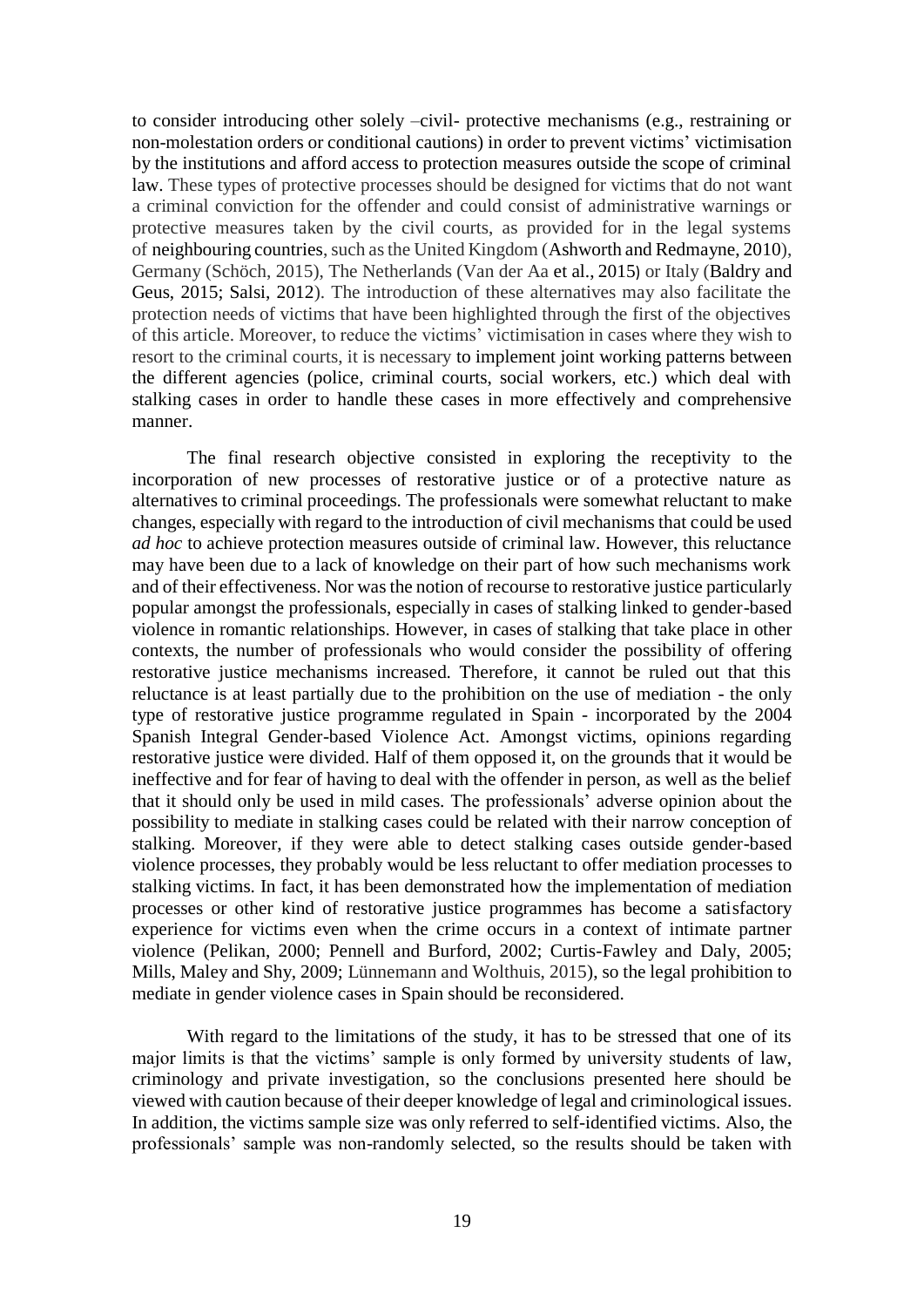to consider introducing other solely –civil- protective mechanisms (e.g., restraining or non-molestation orders or conditional cautions) in order to prevent victims' victimisation by the institutions and afford access to protection measures outside the scope of criminal law. These types of protective processes should be designed for victims that do not want a criminal conviction for the offender and could consist of administrative warnings or protective measures taken by the civil courts, as provided for in the legal systems of neighbouring countries, such as the United Kingdom (Ashworth and Redmayne, 2010), Germany (Schöch, 2015), The Netherlands (Van der Aa et al., 2015) or Italy (Baldry and Geus, 2015; Salsi, 2012). The introduction of these alternatives may also facilitate the protection needs of victims that have been highlighted through the first of the objectives of this article. Moreover, to reduce the victims' victimisation in cases where they wish to resort to the criminal courts, it is necessary to implement joint working patterns between the different agencies (police, criminal courts, social workers, etc.) which deal with stalking cases in order to handle these cases in more effectively and comprehensive manner.

The final research objective consisted in exploring the receptivity to the incorporation of new processes of restorative justice or of a protective nature as alternatives to criminal proceedings. The professionals were somewhat reluctant to make changes, especially with regard to the introduction of civil mechanisms that could be used *ad hoc* to achieve protection measures outside of criminal law. However, this reluctance may have been due to a lack of knowledge on their part of how such mechanisms work and of their effectiveness. Nor was the notion of recourse to restorative justice particularly popular amongst the professionals, especially in cases of stalking linked to gender-based violence in romantic relationships. However, in cases of stalking that take place in other contexts, the number of professionals who would consider the possibility of offering restorative justice mechanisms increased. Therefore, it cannot be ruled out that this reluctance is at least partially due to the prohibition on the use of mediation - the only type of restorative justice programme regulated in Spain - incorporated by the 2004 Spanish Integral Gender-based Violence Act. Amongst victims, opinions regarding restorative justice were divided. Half of them opposed it, on the grounds that it would be ineffective and for fear of having to deal with the offender in person, as well as the belief that it should only be used in mild cases. The professionals' adverse opinion about the possibility to mediate in stalking cases could be related with their narrow conception of stalking. Moreover, if they were able to detect stalking cases outside gender-based violence processes, they probably would be less reluctant to offer mediation processes to stalking victims. In fact, it has been demonstrated how the implementation of mediation processes or other kind of restorative justice programmes has become a satisfactory experience for victims even when the crime occurs in a context of intimate partner violence (Pelikan, 2000; Pennell and Burford, 2002; Curtis-Fawley and Daly, 2005; Mills, Maley and Shy, 2009; Lünnemann and Wolthuis, 2015), so the legal prohibition to mediate in gender violence cases in Spain should be reconsidered.

With regard to the limitations of the study, it has to be stressed that one of its major limits is that the victims' sample is only formed by university students of law, criminology and private investigation, so the conclusions presented here should be viewed with caution because of their deeper knowledge of legal and criminological issues. In addition, the victims sample size was only referred to self-identified victims. Also, the professionals' sample was non-randomly selected, so the results should be taken with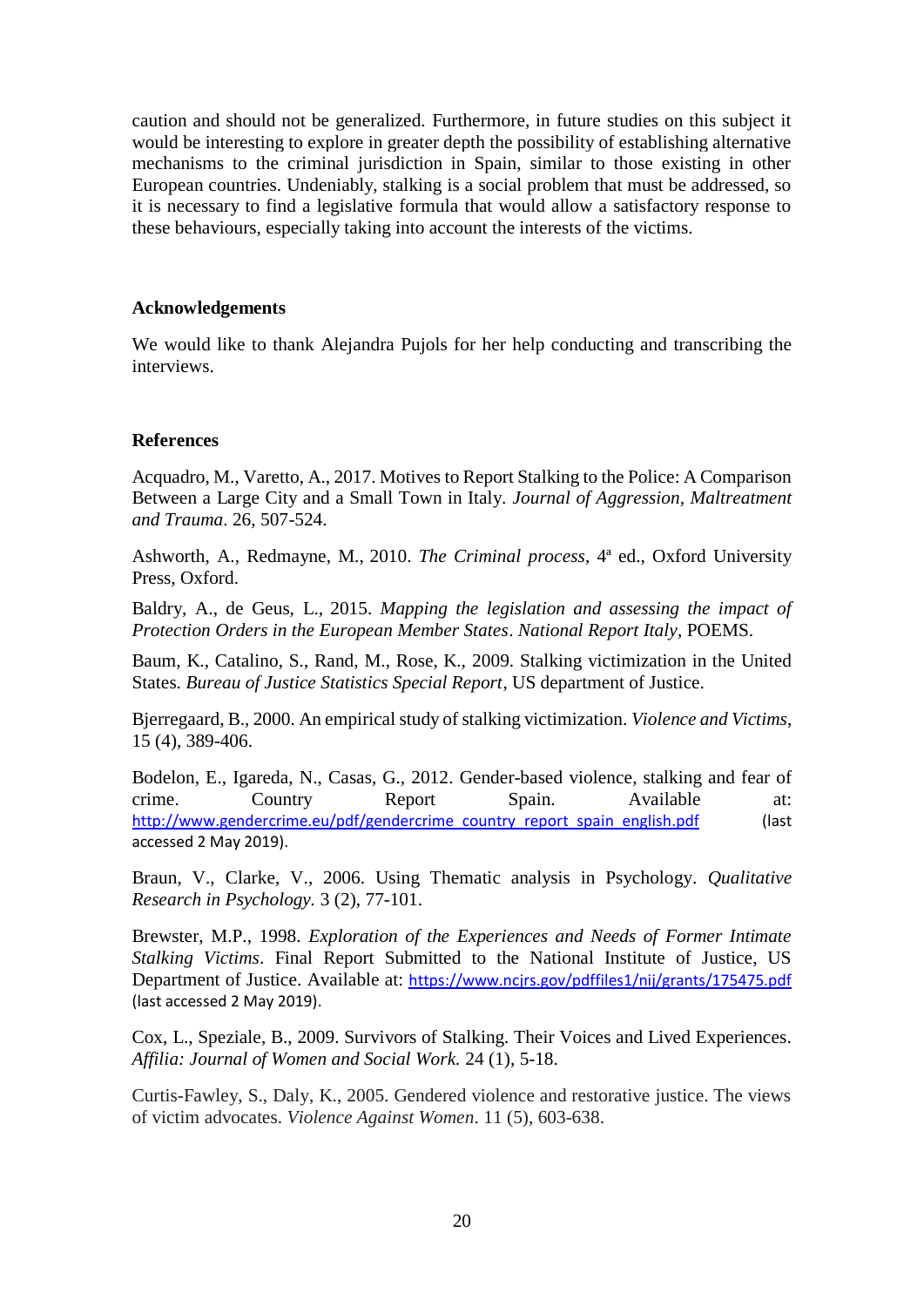caution and should not be generalized. Furthermore, in future studies on this subject it would be interesting to explore in greater depth the possibility of establishing alternative mechanisms to the criminal jurisdiction in Spain, similar to those existing in other European countries. Undeniably, stalking is a social problem that must be addressed, so it is necessary to find a legislative formula that would allow a satisfactory response to these behaviours, especially taking into account the interests of the victims.

## Acknowledgements

We would like to thank Alejandra Pujols for her help conducting and transcribing the interviews.

## References

Acquadro, M., Varetto, A., 2017. Motives to Report Stalking to the Police: A Comparison Between a Large City and a Small Town in Italy. *Journal of Aggression, Maltreatment and Trauma*. 26, 507-524.

Ashworth, A., Redmayne, M., 2010. *The Criminal process*, 4ª ed., Oxford University Press, Oxford.

Baldry, A., de Geus, L., 2015. *Mapping the legislation and assessing the impact of Protection Orders in the European Member States*. *National Report Italy*, POEMS.

Baum, K., Catalino, S., Rand, M., Rose, K., 2009. Stalking victimization in the United States. *Bureau of Justice Statistics Special Report*, US department of Justice.

Bjerregaard, B., 2000. An empirical study of stalking victimization. *Violence and Victims*, 15 (4), 389-406.

Bodelon, E., Igareda, N., Casas, G., 2012. Gender-based violence, stalking and fear of crime. Country Report Spain. Available at: http://www.gendercrime.eu/pdf/gendercrime_country_report_spain_english.pdf (last accessed 2 May 2019).

Braun, V., Clarke, V., 2006. Using Thematic analysis in Psychology. *Qualitative Research in Psychology.* 3 (2), 77-101.

Brewster, M.P., 1998. *Exploration of the Experiences and Needs of Former Intimate Stalking Victims*. Final Report Submitted to the National Institute of Justice, US Department of Justice. Available at: https://www.ncjrs.gov/pdffiles1/nij/grants/175475.pdf (last accessed 2 May 2019).

Cox, L., Speziale, B., 2009. Survivors of Stalking. Their Voices and Lived Experiences. *Affilia: Journal of Women and Social Work.* 24 (1), 5-18.

Curtis-Fawley, S., Daly, K., 2005. Gendered violence and restorative justice. The views of victim advocates. *Violence Against Women*. 11 (5), 603-638.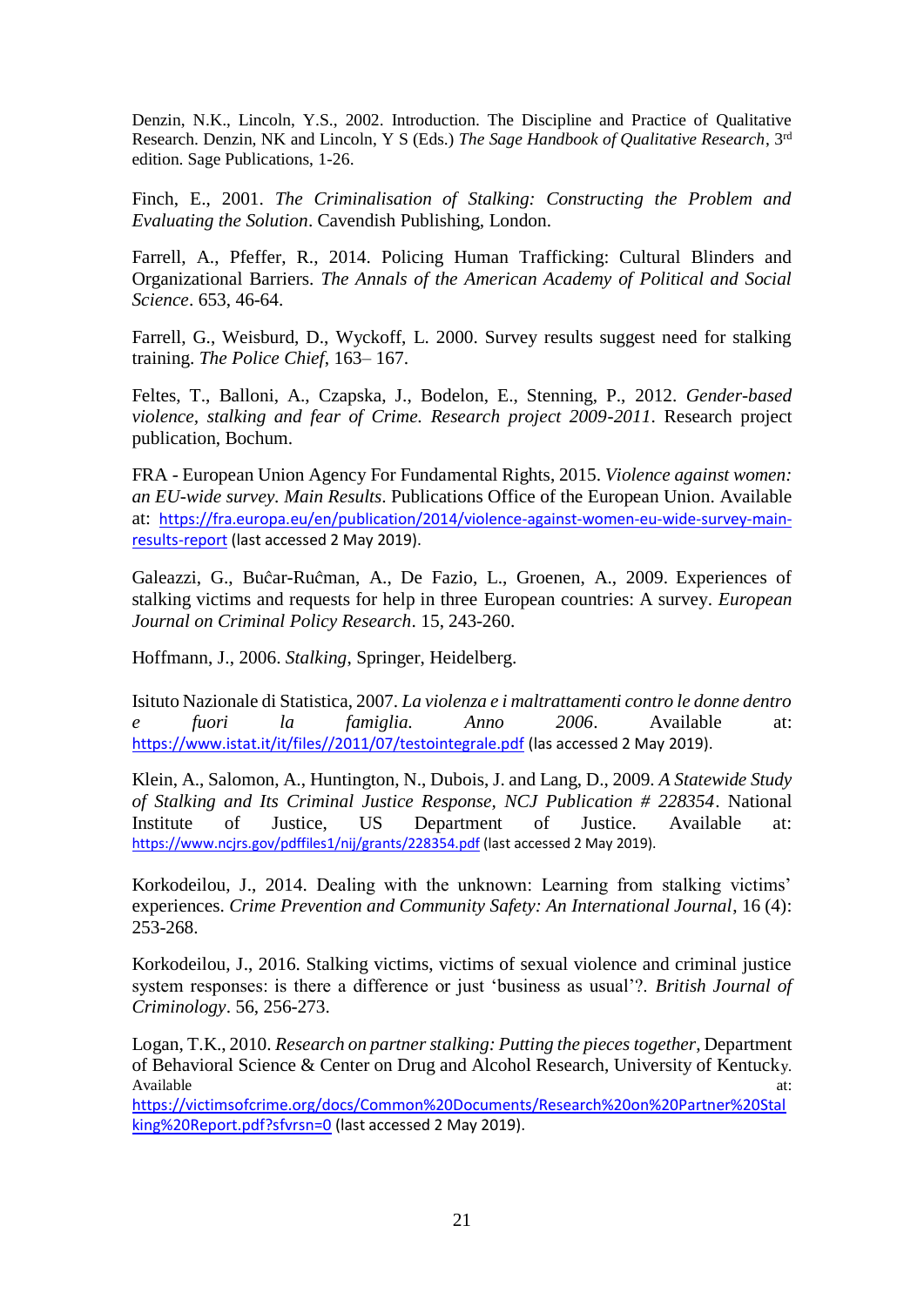Denzin, N.K., Lincoln, Y.S., 2002. Introduction. The Discipline and Practice of Qualitative Research. Denzin, NK and Lincoln, Y S (Eds.) *The Sage Handbook of Qualitative Research*, 3rd edition. Sage Publications, 1-26.

Finch, E., 2001. *The Criminalisation of Stalking: Constructing the Problem and Evaluating the Solution*. Cavendish Publishing, London.

Farrell, A., Pfeffer, R., 2014. Policing Human Trafficking: Cultural Blinders and Organizational Barriers. *The Annals of the American Academy of Political and Social Science*. 653, 46-64.

Farrell, G., Weisburd, D., Wyckoff, L. 2000. Survey results suggest need for stalking training. *The Police Chief*, 163– 167.

Feltes, T., Balloni, A., Czapska, J., Bodelon, E., Stenning, P., 2012. *Gender-based violence, stalking and fear of Crime. Research project 2009-2011*. Research project publication, Bochum.

FRA - European Union Agency For Fundamental Rights, 2015. *Violence against women: an EU-wide survey. Main Results*. Publications Office of the European Union. Available at: https://fra.europa.eu/en/publication/2014/violence-against-women-eu-wide-survey-main-results-report (last accessed 2 May 2019).

Galeazzi, G., Buĉar-Ruĉman, A., De Fazio, L., Groenen, A., 2009. Experiences of stalking victims and requests for help in three European countries: A survey. *European Journal on Criminal Policy Research*. 15, 243-260.

Hoffmann, J., 2006. *Stalking*, Springer, Heidelberg.

Isituto Nazionale di Statistica, 2007. *La violenza e i maltrattamenti contro le donne dentro e fuori la famiglia. Anno 2006*. Available at: https://www.istat.it/it/files//2011/07/testointegrale.pdf (las accessed 2 May 2019).

Klein, A., Salomon, A., Huntington, N., Dubois, J. and Lang, D., 2009. *A Statewide Study of Stalking and Its Criminal Justice Response, NCJ Publication # 228354*. National Institute of Justice, US Department of Justice. Available at: https://www.ncjrs.gov/pdffiles1/nij/grants/228354.pdf (last accessed 2 May 2019).

Korkodeilou, J., 2014. Dealing with the unknown: Learning from stalking victims' experiences. *Crime Prevention and Community Safety: An International Journal*, 16 (4): 253-268.

Korkodeilou, J., 2016. Stalking victims, victims of sexual violence and criminal justice system responses: is there a difference or just 'business as usual'?. *British Journal of Criminology*. 56, 256-273.

Logan, T.K., 2010. *Research on partner stalking: Putting the pieces together*, Department of Behavioral Science & Center on Drug and Alcohol Research, University of Kentucky. Available at: https://victimsofcrime.org/docs/Common%20Documents/Research%20on%20Partner%20Stalking%20Report.pdf?sfvrsn=0 (last accessed 2 May 2019).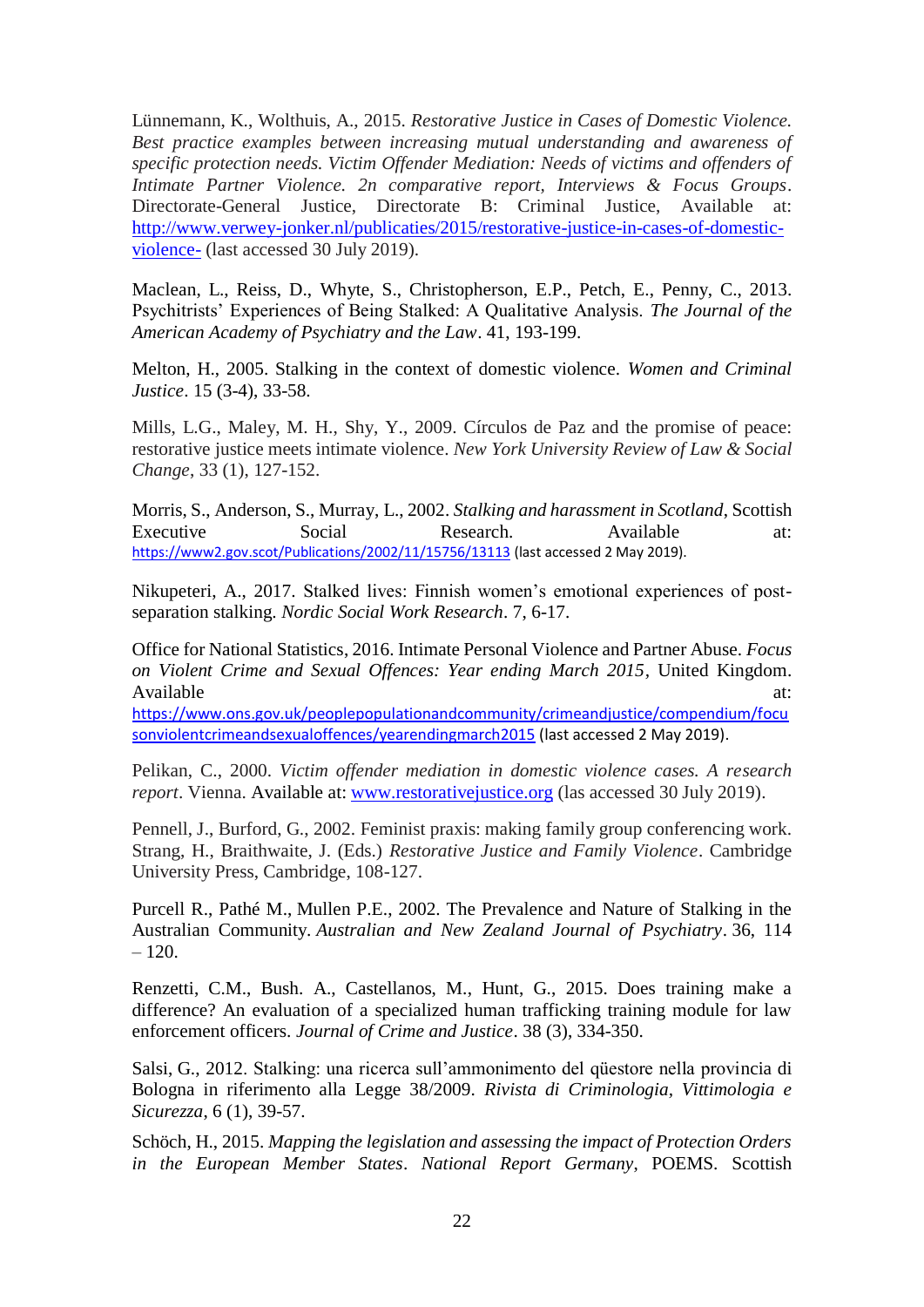Lünnemann, K., Wolthuis, A., 2015. *Restorative Justice in Cases of Domestic Violence. Best practice examples between increasing mutual understanding and awareness of specific protection needs. Victim Offender Mediation: Needs of victims and offenders of Intimate Partner Violence. 2n comparative report, Interviews & Focus Groups*. Directorate-General Justice, Directorate B: Criminal Justice, Available at: http://www.verwey-jonker.nl/publicaties/2015/restorative-justice-in-cases-of-domestic-violence- (last accessed 30 July 2019).

Maclean, L., Reiss, D., Whyte, S., Christopherson, E.P., Petch, E., Penny, C., 2013. Psychitrists' Experiences of Being Stalked: A Qualitative Analysis. *The Journal of the American Academy of Psychiatry and the Law*. 41, 193-199.

Melton, H., 2005. Stalking in the context of domestic violence. *Women and Criminal Justice*. 15 (3-4), 33-58.

Mills, L.G., Maley, M. H., Shy, Y., 2009. Círculos de Paz and the promise of peace: restorative justice meets intimate violence. *New York University Review of Law & Social Change*, 33 (1), 127-152.

Morris, S., Anderson, S., Murray, L., 2002. *Stalking and harassment in Scotland*, Scottish Executive Social Research. Available at: https://www2.gov.scot/Publications/2002/11/15756/13113 (last accessed 2 May 2019).

Nikupeteri, A., 2017. Stalked lives: Finnish women's emotional experiences of post-separation stalking. *Nordic Social Work Research*. 7, 6-17.

Office for National Statistics, 2016. Intimate Personal Violence and Partner Abuse. *Focus on Violent Crime and Sexual Offences: Year ending March 2015*, United Kingdom. Available at: https://www.ons.gov.uk/peoplepopulationandcommunity/crimeandjustice/compendium/focusonviolentcrimeandsexualoffences/yearendingmarch2015 (last accessed 2 May 2019).

Pelikan, C., 2000. *Victim offender mediation in domestic violence cases. A research report*. Vienna. Available at: www.restorativejustice.org (las accessed 30 July 2019).

Pennell, J., Burford, G., 2002. Feminist praxis: making family group conferencing work. Strang, H., Braithwaite, J. (Eds.) *Restorative Justice and Family Violence*. Cambridge University Press, Cambridge, 108-127.

Purcell R., Pathé M., Mullen P.E., 2002. The Prevalence and Nature of Stalking in the Australian Community. *Australian and New Zealand Journal of Psychiatry*. 36, 114 – 120.

Renzetti, C.M., Bush. A., Castellanos, M., Hunt, G., 2015. Does training make a difference? An evaluation of a specialized human trafficking training module for law enforcement officers. *Journal of Crime and Justice*. 38 (3), 334-350.

Salsi, G., 2012. Stalking: una ricerca sull'ammonimento del qüestore nella provincia di Bologna in riferimento alla Legge 38/2009. *Rivista di Criminologia, Vittimologia e Sicurezza*, 6 (1), 39-57.

Schöch, H., 2015. *Mapping the legislation and assessing the impact of Protection Orders in the European Member States*. *National Report Germany*, POEMS. Scottish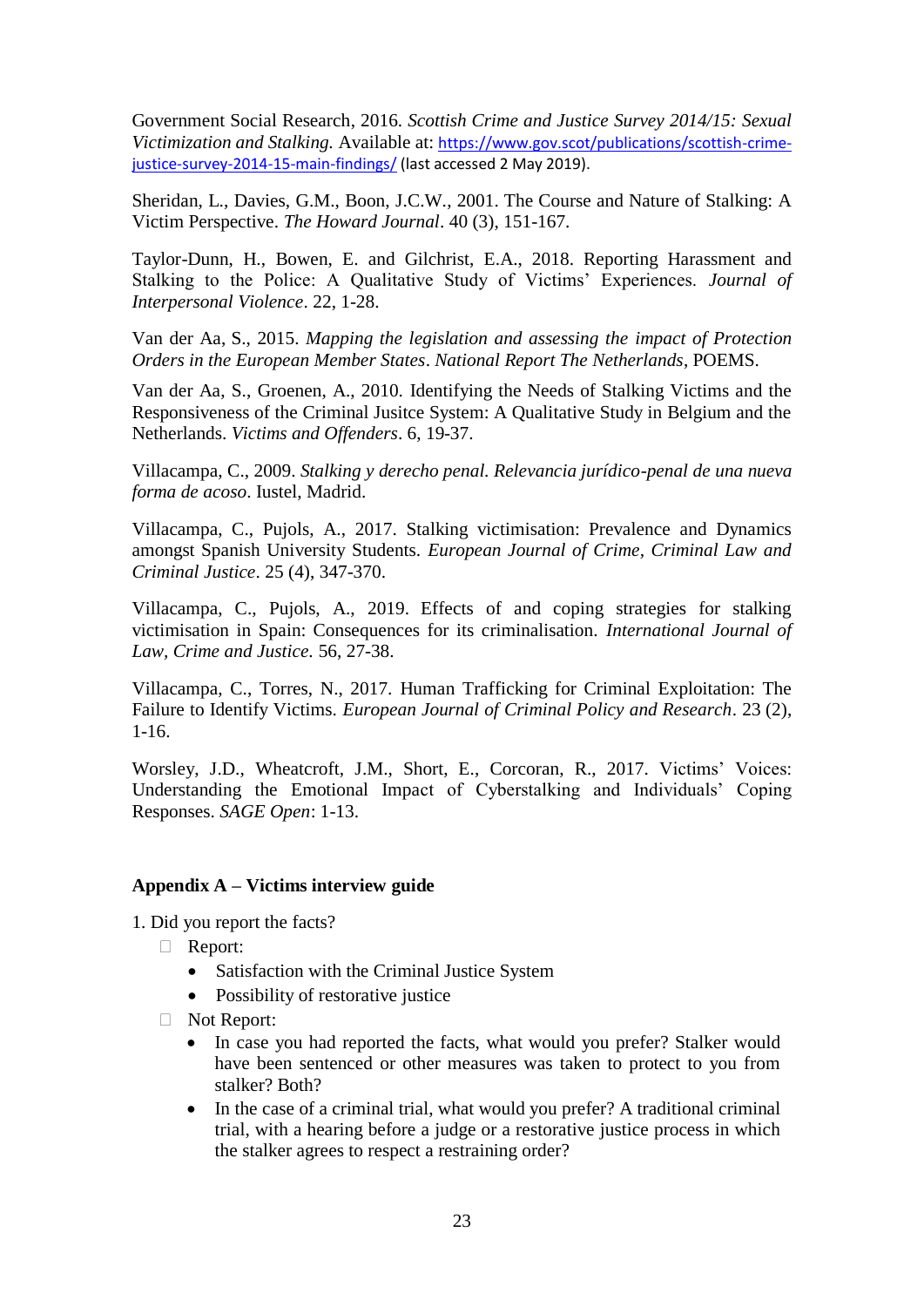Government Social Research, 2016. *Scottish Crime and Justice Survey 2014/15: Sexual Victimization and Stalking.* Available at: https://www.gov.scot/publications/scottish-crime-justice-survey-2014-15-main-findings/ (last accessed 2 May 2019).

Sheridan, L., Davies, G.M., Boon, J.C.W., 2001. The Course and Nature of Stalking: A Victim Perspective. *The Howard Journal*. 40 (3), 151-167.

Taylor-Dunn, H., Bowen, E. and Gilchrist, E.A., 2018. Reporting Harassment and Stalking to the Police: A Qualitative Study of Victims' Experiences. *Journal of Interpersonal Violence*. 22, 1-28.

Van der Aa, S., 2015. *Mapping the legislation and assessing the impact of Protection Orders in the European Member States*. *National Report The Netherlands*, POEMS.

Van der Aa, S., Groenen, A., 2010. Identifying the Needs of Stalking Victims and the Responsiveness of the Criminal Jusitce System: A Qualitative Study in Belgium and the Netherlands. *Victims and Offenders*. 6, 19-37.

Villacampa, C., 2009. *Stalking y derecho penal. Relevancia jurídico-penal de una nueva forma de acoso*. Iustel, Madrid.

Villacampa, C., Pujols, A., 2017. Stalking victimisation: Prevalence and Dynamics amongst Spanish University Students. *European Journal of Crime, Criminal Law and Criminal Justice*. 25 (4), 347-370.

Villacampa, C., Pujols, A., 2019. Effects of and coping strategies for stalking victimisation in Spain: Consequences for its criminalisation. *International Journal of Law, Crime and Justice.* 56, 27-38.

Villacampa, C., Torres, N., 2017. Human Trafficking for Criminal Exploitation: The Failure to Identify Victims. *European Journal of Criminal Policy and Research*. 23 (2), 1-16.

Worsley, J.D., Wheatcroft, J.M., Short, E., Corcoran, R., 2017. Victims' Voices: Understanding the Emotional Impact of Cyberstalking and Individuals' Coping Responses. *SAGE Open*: 1-13.

## Appendix A – Victims interview guide

1. Did you report the facts?
   - Report:
     - Satisfaction with the Criminal Justice System
     - Possibility of restorative justice
   - Not Report:
     - In case you had reported the facts, what would you prefer? Stalker would have been sentenced or other measures was taken to protect to you from stalker? Both?
     - In the case of a criminal trial, what would you prefer? A traditional criminal trial, with a hearing before a judge or a restorative justice process in which the stalker agrees to respect a restraining order?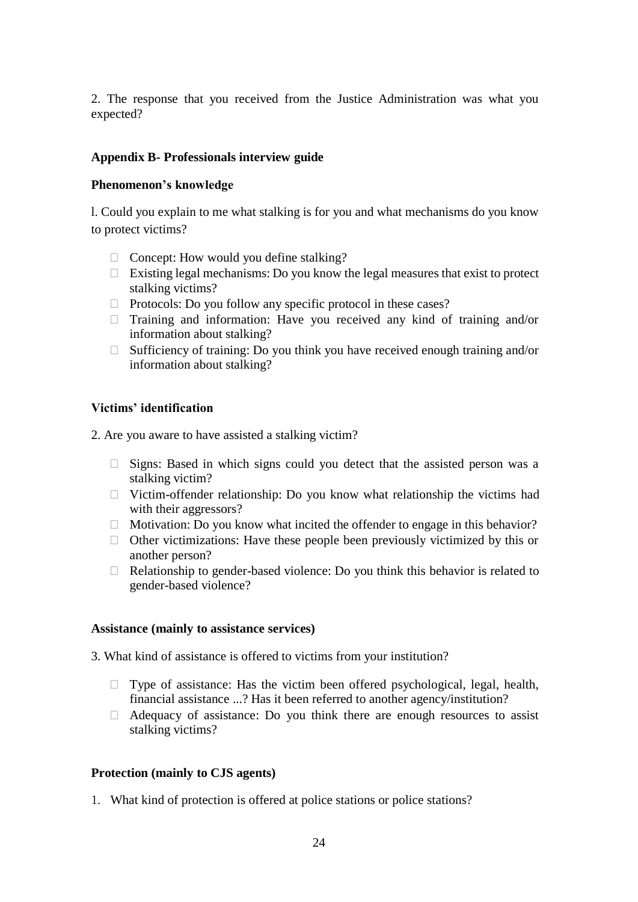2. The response that you received from the Justice Administration was what you expected?

## Appendix B- Professionals interview guide

### Phenomenon's knowledge

l. Could you explain to me what stalking is for you and what mechanisms do you know to protect victims?

- Concept: How would you define stalking?
- Existing legal mechanisms: Do you know the legal measures that exist to protect stalking victims?
- Protocols: Do you follow any specific protocol in these cases?
- Training and information: Have you received any kind of training and/or information about stalking?
- Sufficiency of training: Do you think you have received enough training and/or information about stalking?

### Victims' identification

2. Are you aware to have assisted a stalking victim?

- Signs: Based in which signs could you detect that the assisted person was a stalking victim?
- Victim-offender relationship: Do you know what relationship the victims had with their aggressors?
- Motivation: Do you know what incited the offender to engage in this behavior?
- Other victimizations: Have these people been previously victimized by this or another person?
- Relationship to gender-based violence: Do you think this behavior is related to gender-based violence?

### Assistance (mainly to assistance services)

3. What kind of assistance is offered to victims from your institution?

- Type of assistance: Has the victim been offered psychological, legal, health, financial assistance ...? Has it been referred to another agency/institution?
- Adequacy of assistance: Do you think there are enough resources to assist stalking victims?

### Protection (mainly to CJS agents)

1. What kind of protection is offered at police stations or police stations?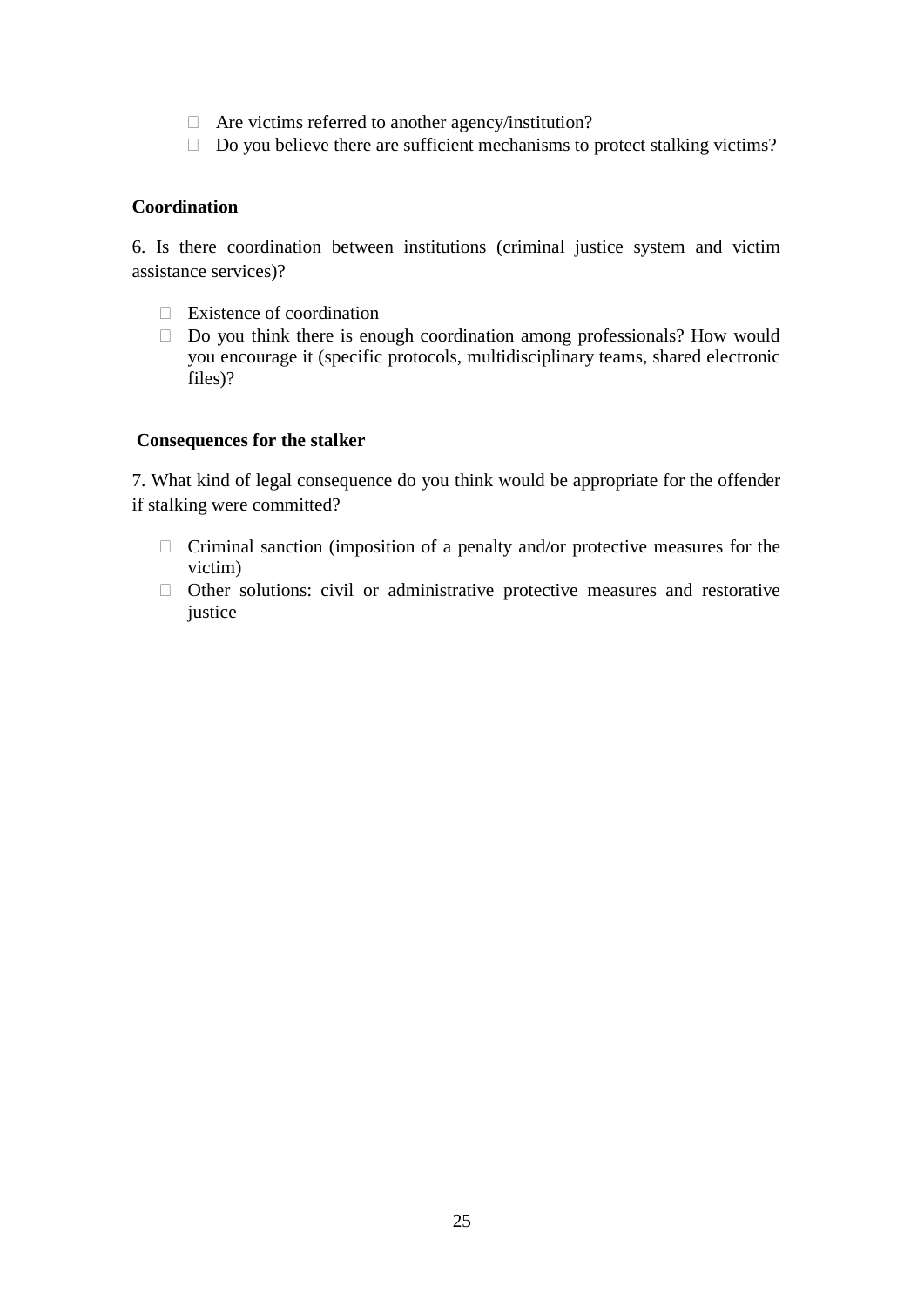- Are victims referred to another agency/institution?
- Do you believe there are sufficient mechanisms to protect stalking victims?

**Coordination**

6. Is there coordination between institutions (criminal justice system and victim assistance services)?

- Existence of coordination
- Do you think there is enough coordination among professionals? How would you encourage it (specific protocols, multidisciplinary teams, shared electronic files)?

**Consequences for the stalker**

7. What kind of legal consequence do you think would be appropriate for the offender if stalking were committed?

- Criminal sanction (imposition of a penalty and/or protective measures for the victim)
- Other solutions: civil or administrative protective measures and restorative justice